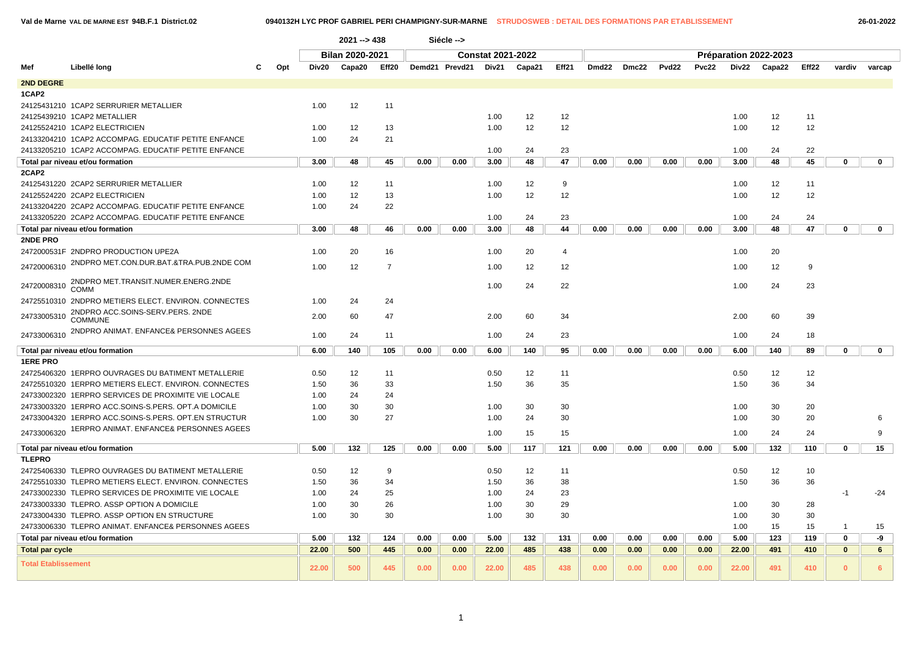Val de Marne VAL DE MARNE EST 94B.F.1 District.02 — 0940132H LYC PROF GABRIEL PERI CHAMPIGNY-SUR-MARNE — STRUDOSWEB : DETAIL DES FORMATIONS PAR ETABLISSEMENT — 26-01-2022

2021 --> 438 Siécle -->

| Mef | Libellé long | C | Opt | Bilan 2020-2021 | | | Constat 2021-2022 | | | | | Préparation 2022-2023 | | | | | | | | |
|---|---|---|---|---|---|---|---|---|---|---|---|---|---|---|---|---|---|---|---|---|
| | | | | Div20 | Capa20 | Eff20 | Demd21 | Prevd21 | Div21 | Capa21 | Eff21 | Dmd22 | Dmc22 | Pvd22 | Pvc22 | Div22 | Capa22 | Eff22 | vardiv | varcap |
| **2ND DEGRE** | | | | | | | | | | | | | | | | | | | | |
| **1CAP2** | | | | | | | | | | | | | | | | | | | | |
| 24125431210 | 1CAP2 SERRURIER METALLIER | | | 1.00 | 12 | 11 | | | | | | | | | | | | | | |
| 24125439210 | 1CAP2 METALLIER | | | | | | | | 1.00 | 12 | 12 | | | | | 1.00 | 12 | 11 | | |
| 24125524210 | 1CAP2 ELECTRICIEN | | | 1.00 | 12 | 13 | | | 1.00 | 12 | 12 | | | | | 1.00 | 12 | 12 | | |
| 24133204210 | 1CAP2 ACCOMPAG. EDUCATIF PETITE ENFANCE | | | 1.00 | 24 | 21 | | | | | | | | | | | | | | |
| 24133205210 | 1CAP2 ACCOMPAG. EDUCATIF PETITE ENFANCE | | | | | | | | 1.00 | 24 | 23 | | | | | 1.00 | 24 | 22 | | |
| **Total par niveau et/ou formation** | | | | **3.00** | **48** | **45** | **0.00** | **0.00** | **3.00** | **48** | **47** | **0.00** | **0.00** | **0.00** | **0.00** | **3.00** | **48** | **45** | **0** | **0** |
| **2CAP2** | | | | | | | | | | | | | | | | | | | | |
| 24125431220 | 2CAP2 SERRURIER METALLIER | | | 1.00 | 12 | 11 | | | 1.00 | 12 | 9 | | | | | 1.00 | 12 | 11 | | |
| 24125524220 | 2CAP2 ELECTRICIEN | | | 1.00 | 12 | 13 | | | 1.00 | 12 | 12 | | | | | 1.00 | 12 | 12 | | |
| 24133204220 | 2CAP2 ACCOMPAG. EDUCATIF PETITE ENFANCE | | | 1.00 | 24 | 22 | | | | | | | | | | | | | | |
| 24133205220 | 2CAP2 ACCOMPAG. EDUCATIF PETITE ENFANCE | | | | | | | | 1.00 | 24 | 23 | | | | | 1.00 | 24 | 24 | | |
| **Total par niveau et/ou formation** | | | | **3.00** | **48** | **46** | **0.00** | **0.00** | **3.00** | **48** | **44** | **0.00** | **0.00** | **0.00** | **0.00** | **3.00** | **48** | **47** | **0** | **0** |
| **2NDE PRO** | | | | | | | | | | | | | | | | | | | | |
| 2472000531F | 2NDPRO PRODUCTION UPE2A | | | 1.00 | 20 | 16 | | | 1.00 | 20 | 4 | | | | | 1.00 | 20 | | | |
| 24720006310 | 2NDPRO MET.CON.DUR.BAT.&TRA.PUB.2NDE COM | | | 1.00 | 12 | 7 | | | 1.00 | 12 | 12 | | | | | 1.00 | 12 | 9 | | |
| 24720008310 | 2NDPRO MET.TRANSIT.NUMER.ENERG.2NDE COMM | | | | | | | | 1.00 | 24 | 22 | | | | | 1.00 | 24 | 23 | | |
| 24725510310 | 2NDPRO METIERS ELECT. ENVIRON. CONNECTES | | | 1.00 | 24 | 24 | | | | | | | | | | | | | | |
| 24733005310 | 2NDPRO ACC.SOINS-SERV.PERS. 2NDE COMMUNE | | | 2.00 | 60 | 47 | | | 2.00 | 60 | 34 | | | | | 2.00 | 60 | 39 | | |
| 24733006310 | 2NDPRO ANIMAT. ENFANCE& PERSONNES AGEES | | | 1.00 | 24 | 11 | | | 1.00 | 24 | 23 | | | | | 1.00 | 24 | 18 | | |
| **Total par niveau et/ou formation** | | | | **6.00** | **140** | **105** | **0.00** | **0.00** | **6.00** | **140** | **95** | **0.00** | **0.00** | **0.00** | **0.00** | **6.00** | **140** | **89** | **0** | **0** |
| **1ERE PRO** | | | | | | | | | | | | | | | | | | | | |
| 24725406320 | 1ERPRO OUVRAGES DU BATIMENT METALLERIE | | | 0.50 | 12 | 11 | | | 0.50 | 12 | 11 | | | | | 0.50 | 12 | 12 | | |
| 24725510320 | 1ERPRO METIERS ELECT. ENVIRON. CONNECTES | | | 1.50 | 36 | 33 | | | 1.50 | 36 | 35 | | | | | 1.50 | 36 | 34 | | |
| 24733002320 | 1ERPRO SERVICES DE PROXIMITE VIE LOCALE | | | 1.00 | 24 | 24 | | | | | | | | | | | | | | |
| 24733003320 | 1ERPRO ACC.SOINS-S.PERS. OPT.A DOMICILE | | | 1.00 | 30 | 30 | | | 1.00 | 30 | 30 | | | | | 1.00 | 30 | 20 | | |
| 24733004320 | 1ERPRO ACC.SOINS-S.PERS. OPT.EN STRUCTUR | | | 1.00 | 30 | 27 | | | 1.00 | 24 | 30 | | | | | 1.00 | 30 | 20 | | 6 |
| 24733006320 | 1ERPRO ANIMAT. ENFANCE& PERSONNES AGEES | | | | | | | | 1.00 | 15 | 15 | | | | | 1.00 | 24 | 24 | | 9 |
| **Total par niveau et/ou formation** | | | | **5.00** | **132** | **125** | **0.00** | **0.00** | **5.00** | **117** | **121** | **0.00** | **0.00** | **0.00** | **0.00** | **5.00** | **132** | **110** | **0** | **15** |
| **TLEPRO** | | | | | | | | | | | | | | | | | | | | |
| 24725406330 | TLEPRO OUVRAGES DU BATIMENT METALLERIE | | | 0.50 | 12 | 9 | | | 0.50 | 12 | 11 | | | | | 0.50 | 12 | 10 | | |
| 24725510330 | TLEPRO METIERS ELECT. ENVIRON. CONNECTES | | | 1.50 | 36 | 34 | | | 1.50 | 36 | 38 | | | | | 1.50 | 36 | 36 | | |
| 24733002330 | TLEPRO SERVICES DE PROXIMITE VIE LOCALE | | | 1.00 | 24 | 25 | | | 1.00 | 24 | 23 | | | | | | | | -1 | -24 |
| 24733003330 | TLEPRO. ASSP OPTION A DOMICILE | | | 1.00 | 30 | 26 | | | 1.00 | 30 | 29 | | | | | 1.00 | 30 | 28 | | |
| 24733004330 | TLEPRO. ASSP OPTION EN STRUCTURE | | | 1.00 | 30 | 30 | | | 1.00 | 30 | 30 | | | | | 1.00 | 30 | 30 | | |
| 24733006330 | TLEPRO ANIMAT. ENFANCE& PERSONNES AGEES | | | | | | | | | | | | | | | 1.00 | 15 | 15 | 1 | 15 |
| **Total par niveau et/ou formation** | | | | **5.00** | **132** | **124** | **0.00** | **0.00** | **5.00** | **132** | **131** | **0.00** | **0.00** | **0.00** | **0.00** | **5.00** | **123** | **119** | **0** | **-9** |
| **Total par cycle** | | | | **22.00** | **500** | **445** | **0.00** | **0.00** | **22.00** | **485** | **438** | **0.00** | **0.00** | **0.00** | **0.00** | **22.00** | **491** | **410** | **0** | **6** |
| **Total Etablissement** | | | | **22.00** | **500** | **445** | **0.00** | **0.00** | **22.00** | **485** | **438** | **0.00** | **0.00** | **0.00** | **0.00** | **22.00** | **491** | **410** | **0** | **6** |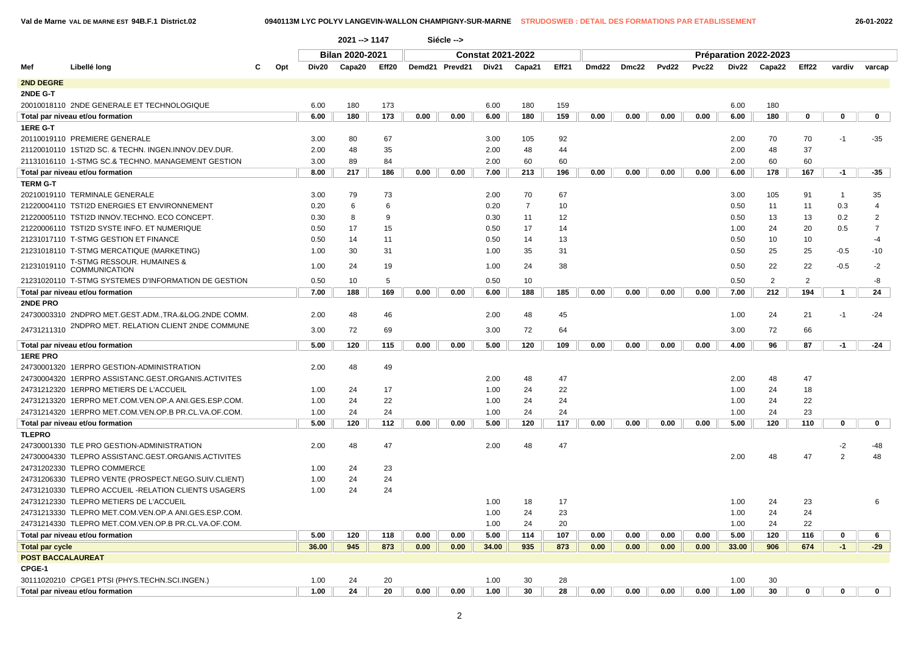Val de Marne VAL DE MARNE EST 94B.F.1 District.02 — 0940113M LYC POLYV LANGEVIN-WALLON CHAMPIGNY-SUR-MARNE — STRUDOSWEB : DETAIL DES FORMATIONS PAR ETABLISSEMENT — 26-01-2022

2021 --> 1147 Siécle -->

| Mef | Libellé long | C | Opt | Bilan 2020-2021 Div20 | Capa20 | Eff20 | Constat 2021-2022 Demd21 | Prevd21 | Div21 | Capa21 | Eff21 | Préparation 2022-2023 Dmd22 | Dmc22 | Pvd22 | Pvc22 | Div22 | Capa22 | Eff22 | vardiv | varcap |
|---|---|---|---|---|---|---|---|---|---|---|---|---|---|---|---|---|---|---|---|---|
| **2ND DEGRE** | | | | | | | | | | | | | | | | | | | | |
| **2NDE G-T** | | | | | | | | | | | | | | | | | | | | |
| 20010018110 | 2NDE GENERALE ET TECHNOLOGIQUE | | | 6.00 | 180 | 173 | | | 6.00 | 180 | 159 | | | | | 6.00 | 180 | | | |
| **Total par niveau et/ou formation** | | | | 6.00 | 180 | 173 | 0.00 | 0.00 | 6.00 | 180 | 159 | 0.00 | 0.00 | 0.00 | 0.00 | 6.00 | 180 | 0 | 0 | 0 |
| **1ERE G-T** | | | | | | | | | | | | | | | | | | | | |
| 20110019110 | PREMIERE GENERALE | | | 3.00 | 80 | 67 | | | 3.00 | 105 | 92 | | | | | 2.00 | 70 | 70 | -1 | -35 |
| 21120010110 | 1STI2D SC. & TECHN. INGEN.INNOV.DEV.DUR. | | | 2.00 | 48 | 35 | | | 2.00 | 48 | 44 | | | | | 2.00 | 48 | 37 | | |
| 21131016110 | 1-STMG SC.& TECHNO. MANAGEMENT GESTION | | | 3.00 | 89 | 84 | | | 2.00 | 60 | 60 | | | | | 2.00 | 60 | 60 | | |
| **Total par niveau et/ou formation** | | | | 8.00 | 217 | 186 | 0.00 | 0.00 | 7.00 | 213 | 196 | 0.00 | 0.00 | 0.00 | 0.00 | 6.00 | 178 | 167 | -1 | -35 |
| **TERM G-T** | | | | | | | | | | | | | | | | | | | | |
| 20210019110 | TERMINALE GENERALE | | | 3.00 | 79 | 73 | | | 2.00 | 70 | 67 | | | | | 3.00 | 105 | 91 | 1 | 35 |
| 21220004110 | TSTI2D ENERGIES ET ENVIRONNEMENT | | | 0.20 | 6 | 6 | | | 0.20 | 7 | 10 | | | | | 0.50 | 11 | 11 | 0.3 | 4 |
| 21220005110 | TSTI2D INNOV.TECHNO. ECO CONCEPT. | | | 0.30 | 8 | 9 | | | 0.30 | 11 | 12 | | | | | 0.50 | 13 | 13 | 0.2 | 2 |
| 21220006110 | TSTI2D SYSTE INFO. ET NUMERIQUE | | | 0.50 | 17 | 15 | | | 0.50 | 17 | 14 | | | | | 1.00 | 24 | 20 | 0.5 | 7 |
| 21231017110 | T-STMG GESTION ET FINANCE | | | 0.50 | 14 | 11 | | | 0.50 | 14 | 13 | | | | | 0.50 | 10 | 10 | | -4 |
| 21231018110 | T-STMG MERCATIQUE (MARKETING) | | | 1.00 | 30 | 31 | | | 1.00 | 35 | 31 | | | | | 0.50 | 25 | 25 | -0.5 | -10 |
| 21231019110 | T-STMG RESSOUR. HUMAINES & COMMUNICATION | | | 1.00 | 24 | 19 | | | 1.00 | 24 | 38 | | | | | 0.50 | 22 | 22 | -0.5 | -2 |
| 21231020110 | T-STMG SYSTEMES D'INFORMATION DE GESTION | | | 0.50 | 10 | 5 | | | 0.50 | 10 | | | | | | 0.50 | 2 | 2 | | -8 |
| **Total par niveau et/ou formation** | | | | 7.00 | 188 | 169 | 0.00 | 0.00 | 6.00 | 188 | 185 | 0.00 | 0.00 | 0.00 | 0.00 | 7.00 | 212 | 194 | 1 | 24 |
| **2NDE PRO** | | | | | | | | | | | | | | | | | | | | |
| 24730003310 | 2NDPRO MET.GEST.ADM.,TRA.&LOG.2NDE COMM. | | | 2.00 | 48 | 46 | | | 2.00 | 48 | 45 | | | | | 1.00 | 24 | 21 | -1 | -24 |
| 24731211310 | 2NDPRO MET. RELATION CLIENT 2NDE COMMUNE | | | 3.00 | 72 | 69 | | | 3.00 | 72 | 64 | | | | | 3.00 | 72 | 66 | | |
| **Total par niveau et/ou formation** | | | | 5.00 | 120 | 115 | 0.00 | 0.00 | 5.00 | 120 | 109 | 0.00 | 0.00 | 0.00 | 0.00 | 4.00 | 96 | 87 | -1 | -24 |
| **1ERE PRO** | | | | | | | | | | | | | | | | | | | | |
| 24730001320 | 1ERPRO GESTION-ADMINISTRATION | | | 2.00 | 48 | 49 | | | | | | | | | | | | | | |
| 24730004320 | 1ERPRO ASSISTANC.GEST.ORGANIS.ACTIVITES | | | | | | | | 2.00 | 48 | 47 | | | | | 2.00 | 48 | 47 | | |
| 24731212320 | 1ERPRO METIERS DE L'ACCUEIL | | | 1.00 | 24 | 17 | | | 1.00 | 24 | 22 | | | | | 1.00 | 24 | 18 | | |
| 24731213320 | 1ERPRO MET.COM.VEN.OP.A ANI.GES.ESP.COM. | | | 1.00 | 24 | 22 | | | 1.00 | 24 | 24 | | | | | 1.00 | 24 | 22 | | |
| 24731214320 | 1ERPRO MET.COM.VEN.OP.B PR.CL.VA.OF.COM. | | | 1.00 | 24 | 24 | | | 1.00 | 24 | 24 | | | | | 1.00 | 24 | 23 | | |
| **Total par niveau et/ou formation** | | | | 5.00 | 120 | 112 | 0.00 | 0.00 | 5.00 | 120 | 117 | 0.00 | 0.00 | 0.00 | 0.00 | 5.00 | 120 | 110 | 0 | 0 |
| **TLEPRO** | | | | | | | | | | | | | | | | | | | | |
| 24730001330 | TLE PRO GESTION-ADMINISTRATION | | | 2.00 | 48 | 47 | | | 2.00 | 48 | 47 | | | | | | | | -2 | -48 |
| 24730004330 | TLEPRO ASSISTANC.GEST.ORGANIS.ACTIVITES | | | | | | | | | | | | | | | 2.00 | 48 | 47 | 2 | 48 |
| 24731202330 | TLEPRO COMMERCE | | | 1.00 | 24 | 23 | | | | | | | | | | | | | | |
| 24731206330 | TLEPRO VENTE (PROSPECT.NEGO.SUIV.CLIENT) | | | 1.00 | 24 | 24 | | | | | | | | | | | | | | |
| 24731210330 | TLEPRO ACCUEIL -RELATION CLIENTS USAGERS | | | 1.00 | 24 | 24 | | | | | | | | | | | | | | |
| 24731212330 | TLEPRO METIERS DE L'ACCUEIL | | | | | | | | 1.00 | 18 | 17 | | | | | 1.00 | 24 | 23 | | 6 |
| 24731213330 | TLEPRO MET.COM.VEN.OP.A ANI.GES.ESP.COM. | | | | | | | | 1.00 | 24 | 23 | | | | | 1.00 | 24 | 24 | | |
| 24731214330 | TLEPRO MET.COM.VEN.OP.B PR.CL.VA.OF.COM. | | | | | | | | 1.00 | 24 | 20 | | | | | 1.00 | 24 | 22 | | |
| **Total par niveau et/ou formation** | | | | 5.00 | 120 | 118 | 0.00 | 0.00 | 5.00 | 114 | 107 | 0.00 | 0.00 | 0.00 | 0.00 | 5.00 | 120 | 116 | 0 | 6 |
| **Total par cycle** | | | | 36.00 | 945 | 873 | 0.00 | 0.00 | 34.00 | 935 | 873 | 0.00 | 0.00 | 0.00 | 0.00 | 33.00 | 906 | 674 | -1 | -29 |
| **POST BACCALAUREAT** | | | | | | | | | | | | | | | | | | | | |
| **CPGE-1** | | | | | | | | | | | | | | | | | | | | |
| 30111020210 | CPGE1 PTSI (PHYS.TECHN.SCI.INGEN.) | | | 1.00 | 24 | 20 | | | 1.00 | 30 | 28 | | | | | 1.00 | 30 | | | |
| **Total par niveau et/ou formation** | | | | 1.00 | 24 | 20 | 0.00 | 0.00 | 1.00 | 30 | 28 | 0.00 | 0.00 | 0.00 | 0.00 | 1.00 | 30 | 0 | 0 | 0 |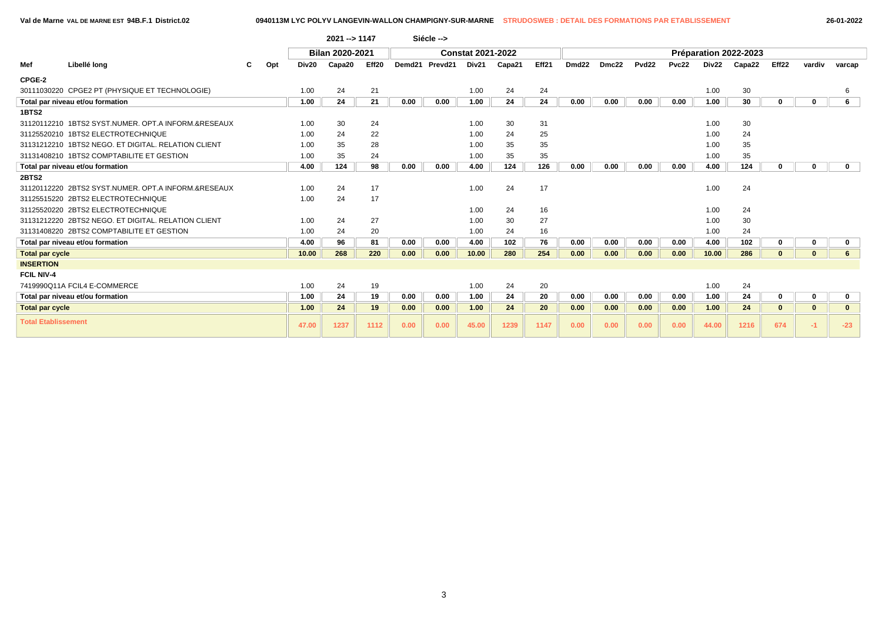Val de Marne VAL DE MARNE EST 94B.F.1 District.02 — 0940113M LYC POLYV LANGEVIN-WALLON CHAMPIGNY-SUR-MARNE — STRUDOSWEB : DETAIL DES FORMATIONS PAR ETABLISSEMENT — 26-01-2022

2021 --> 1147 Siécle -->

| Mef | Libellé long | C | Opt | Bilan 2020-2021 | | | Constat 2021-2022 | | | | | Préparation 2022-2023 | | | | | | | | |
|---|---|---|---|---|---|---|---|---|---|---|---|---|---|---|---|---|---|---|---|---|
| | | | | Div20 | Capa20 | Eff20 | Demd21 | Prevd21 | Div21 | Capa21 | Eff21 | Dmd22 | Dmc22 | Pvd22 | Pvc22 | Div22 | Capa22 | Eff22 | vardiv | varcap |
| **CPGE-2** | | | | | | | | | | | | | | | | | | | | |
| 30111030220 | CPGE2 PT (PHYSIQUE ET TECHNOLOGIE) | | | 1.00 | 24 | 21 | | | 1.00 | 24 | 24 | | | | | 1.00 | 30 | | | 6 |
| **Total par niveau et/ou formation** | | | | **1.00** | **24** | **21** | **0.00** | **0.00** | **1.00** | **24** | **24** | **0.00** | **0.00** | **0.00** | **0.00** | **1.00** | **30** | **0** | **0** | **6** |
| **1BTS2** | | | | | | | | | | | | | | | | | | | | |
| 31120112210 | 1BTS2 SYST.NUMER. OPT.A INFORM.&RESEAUX | | | 1.00 | 30 | 24 | | | 1.00 | 30 | 31 | | | | | 1.00 | 30 | | | |
| 31125520210 | 1BTS2 ELECTROTECHNIQUE | | | 1.00 | 24 | 22 | | | 1.00 | 24 | 25 | | | | | 1.00 | 24 | | | |
| 31131212210 | 1BTS2 NEGO. ET DIGITAL. RELATION CLIENT | | | 1.00 | 35 | 28 | | | 1.00 | 35 | 35 | | | | | 1.00 | 35 | | | |
| 31131408210 | 1BTS2 COMPTABILITE ET GESTION | | | 1.00 | 35 | 24 | | | 1.00 | 35 | 35 | | | | | 1.00 | 35 | | | |
| **Total par niveau et/ou formation** | | | | **4.00** | **124** | **98** | **0.00** | **0.00** | **4.00** | **124** | **126** | **0.00** | **0.00** | **0.00** | **0.00** | **4.00** | **124** | **0** | **0** | **0** |
| **2BTS2** | | | | | | | | | | | | | | | | | | | | |
| 31120112220 | 2BTS2 SYST.NUMER. OPT.A INFORM.&RESEAUX | | | 1.00 | 24 | 17 | | | 1.00 | 24 | 17 | | | | | 1.00 | 24 | | | |
| 31125515220 | 2BTS2 ELECTROTECHNIQUE | | | 1.00 | 24 | 17 | | | | | | | | | | | | | | |
| 31125520220 | 2BTS2 ELECTROTECHNIQUE | | | | | | | | 1.00 | 24 | 16 | | | | | 1.00 | 24 | | | |
| 31131212220 | 2BTS2 NEGO. ET DIGITAL. RELATION CLIENT | | | 1.00 | 24 | 27 | | | 1.00 | 30 | 27 | | | | | 1.00 | 30 | | | |
| 31131408220 | 2BTS2 COMPTABILITE ET GESTION | | | 1.00 | 24 | 20 | | | 1.00 | 24 | 16 | | | | | 1.00 | 24 | | | |
| **Total par niveau et/ou formation** | | | | **4.00** | **96** | **81** | **0.00** | **0.00** | **4.00** | **102** | **76** | **0.00** | **0.00** | **0.00** | **0.00** | **4.00** | **102** | **0** | **0** | **0** |
| **Total par cycle** | | | | **10.00** | **268** | **220** | **0.00** | **0.00** | **10.00** | **280** | **254** | **0.00** | **0.00** | **0.00** | **0.00** | **10.00** | **286** | **0** | **0** | **6** |
| **INSERTION** | | | | | | | | | | | | | | | | | | | | |
| **FCIL NIV-4** | | | | | | | | | | | | | | | | | | | | |
| 7419990Q11A | FCIL4 E-COMMERCE | | | 1.00 | 24 | 19 | | | 1.00 | 24 | 20 | | | | | 1.00 | 24 | | | |
| **Total par niveau et/ou formation** | | | | **1.00** | **24** | **19** | **0.00** | **0.00** | **1.00** | **24** | **20** | **0.00** | **0.00** | **0.00** | **0.00** | **1.00** | **24** | **0** | **0** | **0** |
| **Total par cycle** | | | | **1.00** | **24** | **19** | **0.00** | **0.00** | **1.00** | **24** | **20** | **0.00** | **0.00** | **0.00** | **0.00** | **1.00** | **24** | **0** | **0** | **0** |
| **Total Etablissement** | | | | **47.00** | **1237** | **1112** | **0.00** | **0.00** | **45.00** | **1239** | **1147** | **0.00** | **0.00** | **0.00** | **0.00** | **44.00** | **1216** | **674** | **-1** | **-23** |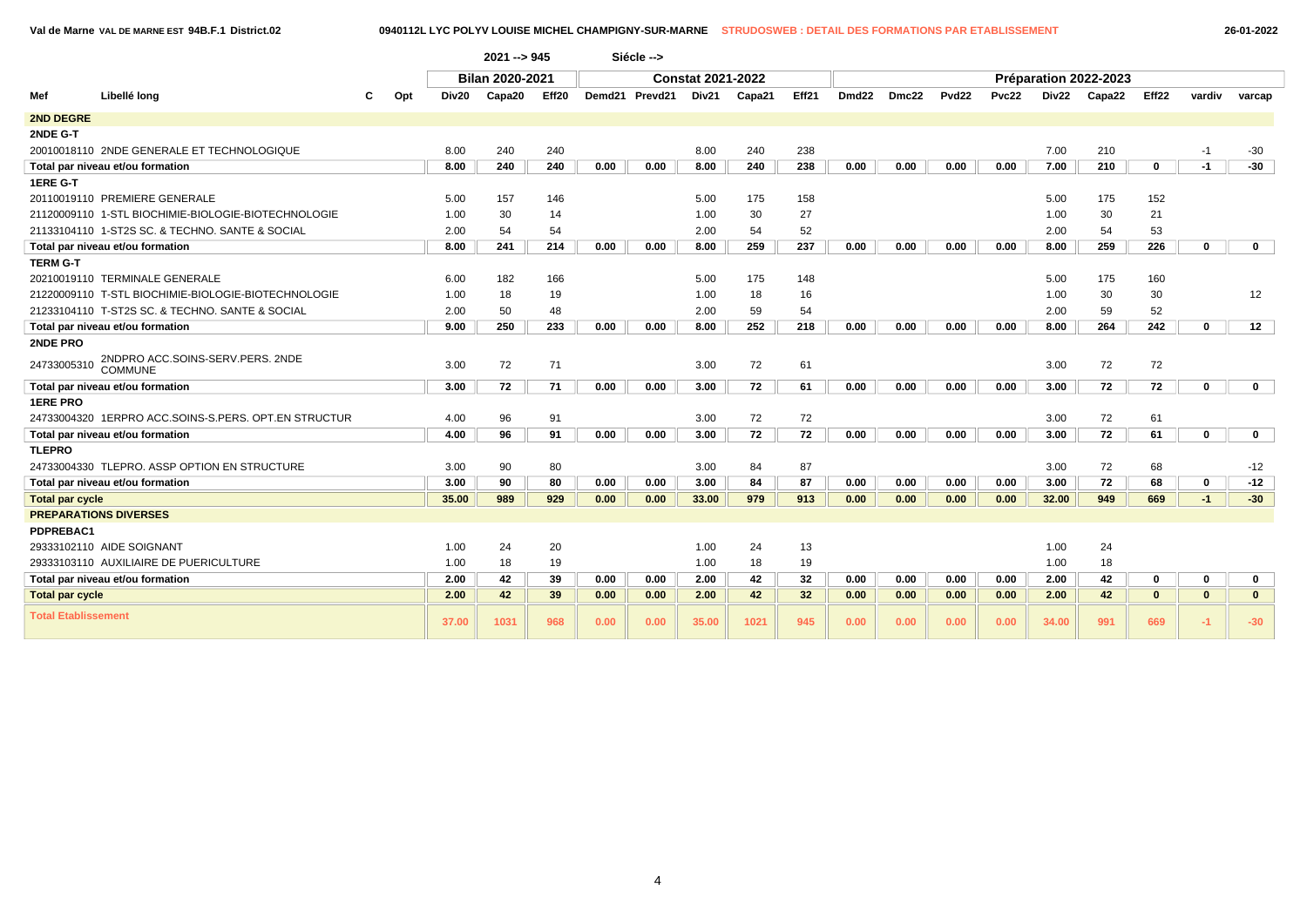Val de Marne VAL DE MARNE EST 94B.F.1 District.02 — 0940112L LYC POLYV LOUISE MICHEL CHAMPIGNY-SUR-MARNE — STRUDOSWEB : DETAIL DES FORMATIONS PAR ETABLISSEMENT — 26-01-2022

2021 --> 945 Siécle -->

| Mef | Libellé long | C | Opt | Bilan 2020-2021 | | | Constat 2021-2022 | | | | | Préparation 2022-2023 | | | | | | | | |
|---|---|---|---|---|---|---|---|---|---|---|---|---|---|---|---|---|---|---|---|---|
| | | | | Div20 | Capa20 | Eff20 | Demd21 | Prevd21 | Div21 | Capa21 | Eff21 | Dmd22 | Dmc22 | Pvd22 | Pvc22 | Div22 | Capa22 | Eff22 | vardiv | varcap |
| **2ND DEGRE** | | | | | | | | | | | | | | | | | | | | |
| **2NDE G-T** | | | | | | | | | | | | | | | | | | | | |
| 20010018110 | 2NDE GENERALE ET TECHNOLOGIQUE | | | 8.00 | 240 | 240 | | | 8.00 | 240 | 238 | | | | | 7.00 | 210 | | -1 | -30 |
| **Total par niveau et/ou formation** | | | | **8.00** | **240** | **240** | **0.00** | **0.00** | **8.00** | **240** | **238** | **0.00** | **0.00** | **0.00** | **0.00** | **7.00** | **210** | **0** | **-1** | **-30** |
| **1ERE G-T** | | | | | | | | | | | | | | | | | | | | |
| 20110019110 | PREMIERE GENERALE | | | 5.00 | 157 | 146 | | | 5.00 | 175 | 158 | | | | | 5.00 | 175 | 152 | | |
| 21120009110 | 1-STL BIOCHIMIE-BIOLOGIE-BIOTECHNOLOGIE | | | 1.00 | 30 | 14 | | | 1.00 | 30 | 27 | | | | | 1.00 | 30 | 21 | | |
| 21133104110 | 1-ST2S SC. & TECHNO. SANTE & SOCIAL | | | 2.00 | 54 | 54 | | | 2.00 | 54 | 52 | | | | | 2.00 | 54 | 53 | | |
| **Total par niveau et/ou formation** | | | | **8.00** | **241** | **214** | **0.00** | **0.00** | **8.00** | **259** | **237** | **0.00** | **0.00** | **0.00** | **0.00** | **8.00** | **259** | **226** | **0** | **0** |
| **TERM G-T** | | | | | | | | | | | | | | | | | | | | |
| 20210019110 | TERMINALE GENERALE | | | 6.00 | 182 | 166 | | | 5.00 | 175 | 148 | | | | | 5.00 | 175 | 160 | | |
| 21220009110 | T-STL BIOCHIMIE-BIOLOGIE-BIOTECHNOLOGIE | | | 1.00 | 18 | 19 | | | 1.00 | 18 | 16 | | | | | 1.00 | 30 | 30 | | 12 |
| 21233104110 | T-ST2S SC. & TECHNO. SANTE & SOCIAL | | | 2.00 | 50 | 48 | | | 2.00 | 59 | 54 | | | | | 2.00 | 59 | 52 | | |
| **Total par niveau et/ou formation** | | | | **9.00** | **250** | **233** | **0.00** | **0.00** | **8.00** | **252** | **218** | **0.00** | **0.00** | **0.00** | **0.00** | **8.00** | **264** | **242** | **0** | **12** |
| **2NDE PRO** | | | | | | | | | | | | | | | | | | | | |
| 24733005310 | 2NDPRO ACC.SOINS-SERV.PERS. 2NDE COMMUNE | | | 3.00 | 72 | 71 | | | 3.00 | 72 | 61 | | | | | 3.00 | 72 | 72 | | |
| **Total par niveau et/ou formation** | | | | **3.00** | **72** | **71** | **0.00** | **0.00** | **3.00** | **72** | **61** | **0.00** | **0.00** | **0.00** | **0.00** | **3.00** | **72** | **72** | **0** | **0** |
| **1ERE PRO** | | | | | | | | | | | | | | | | | | | | |
| 24733004320 | 1ERPRO ACC.SOINS-S.PERS. OPT.EN STRUCTUR | | | 4.00 | 96 | 91 | | | 3.00 | 72 | 72 | | | | | 3.00 | 72 | 61 | | |
| **Total par niveau et/ou formation** | | | | **4.00** | **96** | **91** | **0.00** | **0.00** | **3.00** | **72** | **72** | **0.00** | **0.00** | **0.00** | **0.00** | **3.00** | **72** | **61** | **0** | **0** |
| **TLEPRO** | | | | | | | | | | | | | | | | | | | | |
| 24733004330 | TLEPRO. ASSP OPTION EN STRUCTURE | | | 3.00 | 90 | 80 | | | 3.00 | 84 | 87 | | | | | 3.00 | 72 | 68 | | -12 |
| **Total par niveau et/ou formation** | | | | **3.00** | **90** | **80** | **0.00** | **0.00** | **3.00** | **84** | **87** | **0.00** | **0.00** | **0.00** | **0.00** | **3.00** | **72** | **68** | **0** | **-12** |
| **Total par cycle** | | | | **35.00** | **989** | **929** | **0.00** | **0.00** | **33.00** | **979** | **913** | **0.00** | **0.00** | **0.00** | **0.00** | **32.00** | **949** | **669** | **-1** | **-30** |
| **PREPARATIONS DIVERSES** | | | | | | | | | | | | | | | | | | | | |
| **PDPREBAC1** | | | | | | | | | | | | | | | | | | | | |
| 29333102110 | AIDE SOIGNANT | | | 1.00 | 24 | 20 | | | 1.00 | 24 | 13 | | | | | 1.00 | 24 | | | |
| 29333103110 | AUXILIAIRE DE PUERICULTURE | | | 1.00 | 18 | 19 | | | 1.00 | 18 | 19 | | | | | 1.00 | 18 | | | |
| **Total par niveau et/ou formation** | | | | **2.00** | **42** | **39** | **0.00** | **0.00** | **2.00** | **42** | **32** | **0.00** | **0.00** | **0.00** | **0.00** | **2.00** | **42** | **0** | **0** | **0** |
| **Total par cycle** | | | | **2.00** | **42** | **39** | **0.00** | **0.00** | **2.00** | **42** | **32** | **0.00** | **0.00** | **0.00** | **0.00** | **2.00** | **42** | **0** | **0** | **0** |
| **Total Etablissement** | | | | **37.00** | **1031** | **968** | **0.00** | **0.00** | **35.00** | **1021** | **945** | **0.00** | **0.00** | **0.00** | **0.00** | **34.00** | **991** | **669** | **-1** | **-30** |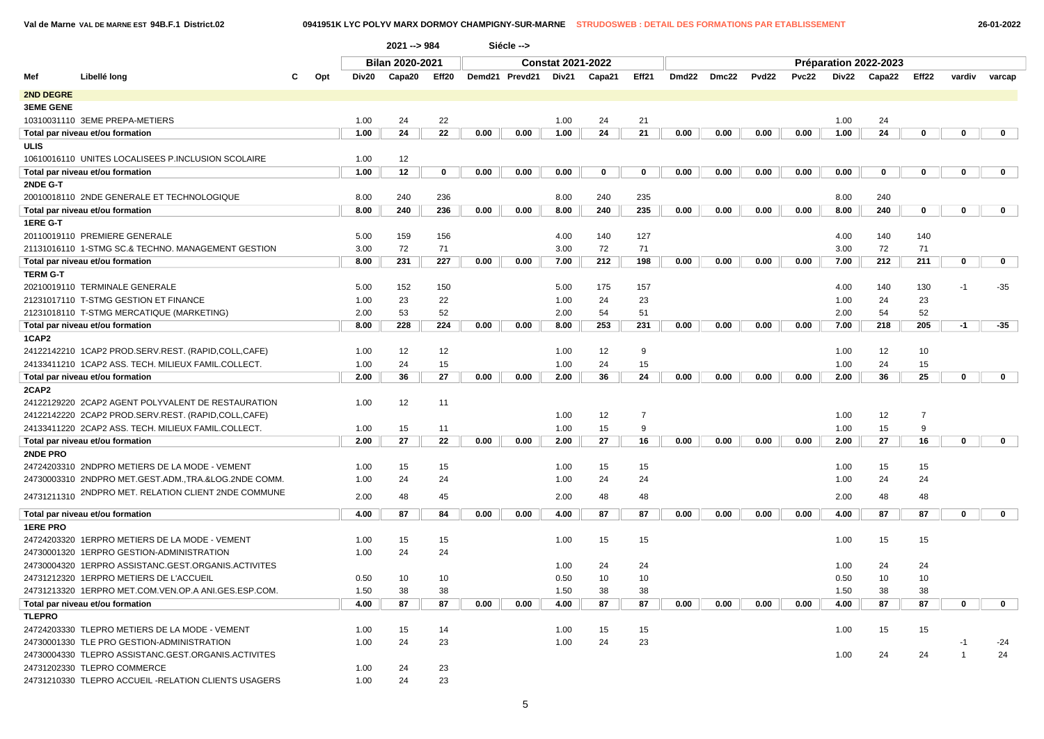Val de Marne VAL DE MARNE EST 94B.F.1 District.02 — 0941951K LYC POLYV MARX DORMOY CHAMPIGNY-SUR-MARNE — STRUDOSWEB : DETAIL DES FORMATIONS PAR ETABLISSEMENT — 26-01-2022

2021 --> 984 Siécle -->

| Mef | Libellé long | C | Opt | Bilan 2020-2021 | | | Constat 2021-2022 | | | | | Préparation 2022-2023 | | | | | | | | |
|---|---|---|---|---|---|---|---|---|---|---|---|---|---|---|---|---|---|---|---|---|
| | | | | Div20 | Capa20 | Eff20 | Demd21 | Prevd21 | Div21 | Capa21 | Eff21 | Dmd22 | Dmc22 | Pvd22 | Pvc22 | Div22 | Capa22 | Eff22 | vardiv | varcap |
| **2ND DEGRE** | | | | | | | | | | | | | | | | | | | | |
| **3EME GENE** | | | | | | | | | | | | | | | | | | | | |
| 10310031110 | 3EME PREPA-METIERS | | | 1.00 | 24 | 22 | | | 1.00 | 24 | 21 | | | | | 1.00 | 24 | | | |
| **Total par niveau et/ou formation** | | | | **1.00** | **24** | **22** | **0.00** | **0.00** | **1.00** | **24** | **21** | **0.00** | **0.00** | **0.00** | **0.00** | **1.00** | **24** | **0** | **0** | **0** |
| **ULIS** | | | | | | | | | | | | | | | | | | | | |
| 10610016110 | UNITES LOCALISEES P.INCLUSION SCOLAIRE | | | 1.00 | 12 | | | | | | | | | | | | | | | |
| **Total par niveau et/ou formation** | | | | **1.00** | **12** | **0** | **0.00** | **0.00** | **0.00** | **0** | **0** | **0.00** | **0.00** | **0.00** | **0.00** | **0.00** | **0** | **0** | **0** | **0** |
| **2NDE G-T** | | | | | | | | | | | | | | | | | | | | |
| 20010018110 | 2NDE GENERALE ET TECHNOLOGIQUE | | | 8.00 | 240 | 236 | | | 8.00 | 240 | 235 | | | | | 8.00 | 240 | | | |
| **Total par niveau et/ou formation** | | | | **8.00** | **240** | **236** | **0.00** | **0.00** | **8.00** | **240** | **235** | **0.00** | **0.00** | **0.00** | **0.00** | **8.00** | **240** | **0** | **0** | **0** |
| **1ERE G-T** | | | | | | | | | | | | | | | | | | | | |
| 20110019110 | PREMIERE GENERALE | | | 5.00 | 159 | 156 | | | 4.00 | 140 | 127 | | | | | 4.00 | 140 | 140 | | |
| 21131016110 | 1-STMG SC.& TECHNO. MANAGEMENT GESTION | | | 3.00 | 72 | 71 | | | 3.00 | 72 | 71 | | | | | 3.00 | 72 | 71 | | |
| **Total par niveau et/ou formation** | | | | **8.00** | **231** | **227** | **0.00** | **0.00** | **7.00** | **212** | **198** | **0.00** | **0.00** | **0.00** | **0.00** | **7.00** | **212** | **211** | **0** | **0** |
| **TERM G-T** | | | | | | | | | | | | | | | | | | | | |
| 20210019110 | TERMINALE GENERALE | | | 5.00 | 152 | 150 | | | 5.00 | 175 | 157 | | | | | 4.00 | 140 | 130 | -1 | -35 |
| 21231017110 | T-STMG GESTION ET FINANCE | | | 1.00 | 23 | 22 | | | 1.00 | 24 | 23 | | | | | 1.00 | 24 | 23 | | |
| 21231018110 | T-STMG MERCATIQUE (MARKETING) | | | 2.00 | 53 | 52 | | | 2.00 | 54 | 51 | | | | | 2.00 | 54 | 52 | | |
| **Total par niveau et/ou formation** | | | | **8.00** | **228** | **224** | **0.00** | **0.00** | **8.00** | **253** | **231** | **0.00** | **0.00** | **0.00** | **0.00** | **7.00** | **218** | **205** | **-1** | **-35** |
| **1CAP2** | | | | | | | | | | | | | | | | | | | | |
| 24122142210 | 1CAP2 PROD.SERV.REST. (RAPID,COLL,CAFE) | | | 1.00 | 12 | 12 | | | 1.00 | 12 | 9 | | | | | 1.00 | 12 | 10 | | |
| 24133411210 | 1CAP2 ASS. TECH. MILIEUX FAMIL.COLLECT. | | | 1.00 | 24 | 15 | | | 1.00 | 24 | 15 | | | | | 1.00 | 24 | 15 | | |
| **Total par niveau et/ou formation** | | | | **2.00** | **36** | **27** | **0.00** | **0.00** | **2.00** | **36** | **24** | **0.00** | **0.00** | **0.00** | **0.00** | **2.00** | **36** | **25** | **0** | **0** |
| **2CAP2** | | | | | | | | | | | | | | | | | | | | |
| 24122129220 | 2CAP2 AGENT POLYVALENT DE RESTAURATION | | | 1.00 | 12 | 11 | | | | | | | | | | | | | | |
| 24122142220 | 2CAP2 PROD.SERV.REST. (RAPID,COLL,CAFE) | | | | | | | | 1.00 | 12 | 7 | | | | | 1.00 | 12 | 7 | | |
| 24133411220 | 2CAP2 ASS. TECH. MILIEUX FAMIL.COLLECT. | | | 1.00 | 15 | 11 | | | 1.00 | 15 | 9 | | | | | 1.00 | 15 | 9 | | |
| **Total par niveau et/ou formation** | | | | **2.00** | **27** | **22** | **0.00** | **0.00** | **2.00** | **27** | **16** | **0.00** | **0.00** | **0.00** | **0.00** | **2.00** | **27** | **16** | **0** | **0** |
| **2NDE PRO** | | | | | | | | | | | | | | | | | | | | |
| 24724203310 | 2NDPRO METIERS DE LA MODE - VEMENT | | | 1.00 | 15 | 15 | | | 1.00 | 15 | 15 | | | | | 1.00 | 15 | 15 | | |
| 24730003310 | 2NDPRO MET.GEST.ADM.,TRA.&LOG.2NDE COMM. | | | 1.00 | 24 | 24 | | | 1.00 | 24 | 24 | | | | | 1.00 | 24 | 24 | | |
| 24731211310 | 2NDPRO MET. RELATION CLIENT 2NDE COMMUNE | | | 2.00 | 48 | 45 | | | 2.00 | 48 | 48 | | | | | 2.00 | 48 | 48 | | |
| **Total par niveau et/ou formation** | | | | **4.00** | **87** | **84** | **0.00** | **0.00** | **4.00** | **87** | **87** | **0.00** | **0.00** | **0.00** | **0.00** | **4.00** | **87** | **87** | **0** | **0** |
| **1ERE PRO** | | | | | | | | | | | | | | | | | | | | |
| 24724203320 | 1ERPRO METIERS DE LA MODE - VEMENT | | | 1.00 | 15 | 15 | | | 1.00 | 15 | 15 | | | | | 1.00 | 15 | 15 | | |
| 24730001320 | 1ERPRO GESTION-ADMINISTRATION | | | 1.00 | 24 | 24 | | | | | | | | | | | | | | |
| 24730004320 | 1ERPRO ASSISTANC.GEST.ORGANIS.ACTIVITES | | | | | | | | 1.00 | 24 | 24 | | | | | 1.00 | 24 | 24 | | |
| 24731212320 | 1ERPRO METIERS DE L'ACCUEIL | | | 0.50 | 10 | 10 | | | 0.50 | 10 | 10 | | | | | 0.50 | 10 | 10 | | |
| 24731213320 | 1ERPRO MET.COM.VEN.OP.A ANI.GES.ESP.COM. | | | 1.50 | 38 | 38 | | | 1.50 | 38 | 38 | | | | | 1.50 | 38 | 38 | | |
| **Total par niveau et/ou formation** | | | | **4.00** | **87** | **87** | **0.00** | **0.00** | **4.00** | **87** | **87** | **0.00** | **0.00** | **0.00** | **0.00** | **4.00** | **87** | **87** | **0** | **0** |
| **TLEPRO** | | | | | | | | | | | | | | | | | | | | |
| 24724203330 | TLEPRO METIERS DE LA MODE - VEMENT | | | 1.00 | 15 | 14 | | | 1.00 | 15 | 15 | | | | | 1.00 | 15 | 15 | | |
| 24730001330 | TLE PRO GESTION-ADMINISTRATION | | | 1.00 | 24 | 23 | | | 1.00 | 24 | 23 | | | | | | | | -1 | -24 |
| 24730004330 | TLEPRO ASSISTANC.GEST.ORGANIS.ACTIVITES | | | | | | | | | | | | | | | 1.00 | 24 | 24 | 1 | 24 |
| 24731202330 | TLEPRO COMMERCE | | | 1.00 | 24 | 23 | | | | | | | | | | | | | | |
| 24731210330 | TLEPRO ACCUEIL -RELATION CLIENTS USAGERS | | | 1.00 | 24 | 23 | | | | | | | | | | | | | | |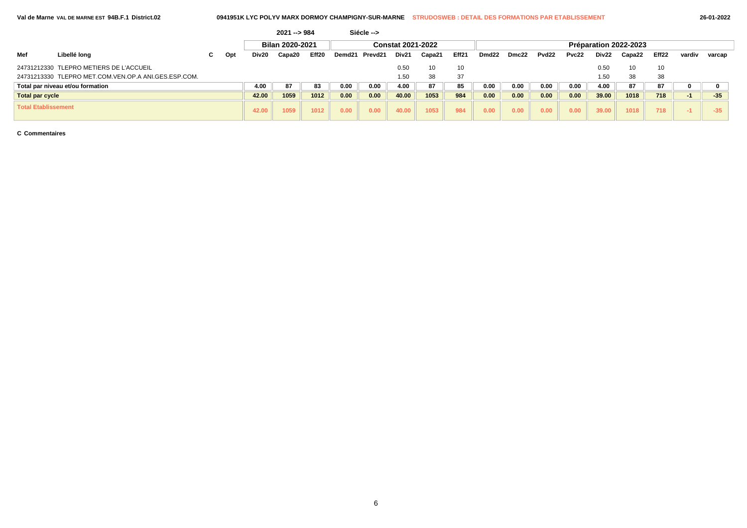Val de Marne VAL DE MARNE EST 94B.F.1 District.02 — 0941951K LYC POLYV MARX DORMOY CHAMPIGNY-SUR-MARNE — STRUDOSWEB : DETAIL DES FORMATIONS PAR ETABLISSEMENT — 26-01-2022

| | | | | 2021 --> 984 | | | Siécle --> | | | | | | | | | | | | | | |
|---|---|---|---|---|---|---|---|---|---|---|---|---|---|---|---|---|---|---|---|---|---|
| | | | | Bilan 2020-2021 | | | Constat 2021-2022 | | | | | Préparation 2022-2023 | | | | | | | | | |
| Mef | Libellé long | C | Opt | Div20 | Capa20 | Eff20 | Demd21 | Prevd21 | Div21 | Capa21 | Eff21 | Dmd22 | Dmc22 | Pvd22 | Pvc22 | Div22 | Capa22 | Eff22 | vardiv | varcap |
| 24731212330 | TLEPRO METIERS DE L'ACCUEIL | | | | | | | | 0.50 | 10 | 10 | | | | | 0.50 | 10 | 10 | | |
| 24731213330 | TLEPRO MET.COM.VEN.OP.A ANI.GES.ESP.COM. | | | | | | | | 1.50 | 38 | 37 | | | | | 1.50 | 38 | 38 | | |
| Total par niveau et/ou formation | | | | 4.00 | 87 | 83 | 0.00 | 0.00 | 4.00 | 87 | 85 | 0.00 | 0.00 | 0.00 | 0.00 | 4.00 | 87 | 87 | 0 | 0 |
| Total par cycle | | | | 42.00 | 1059 | 1012 | 0.00 | 0.00 | 40.00 | 1053 | 984 | 0.00 | 0.00 | 0.00 | 0.00 | 39.00 | 1018 | 718 | -1 | -35 |
| Total Etablissement | | | | 42.00 | 1059 | 1012 | 0.00 | 0.00 | 40.00 | 1053 | 984 | 0.00 | 0.00 | 0.00 | 0.00 | 39.00 | 1018 | 718 | -1 | -35 |

**C Commentaires**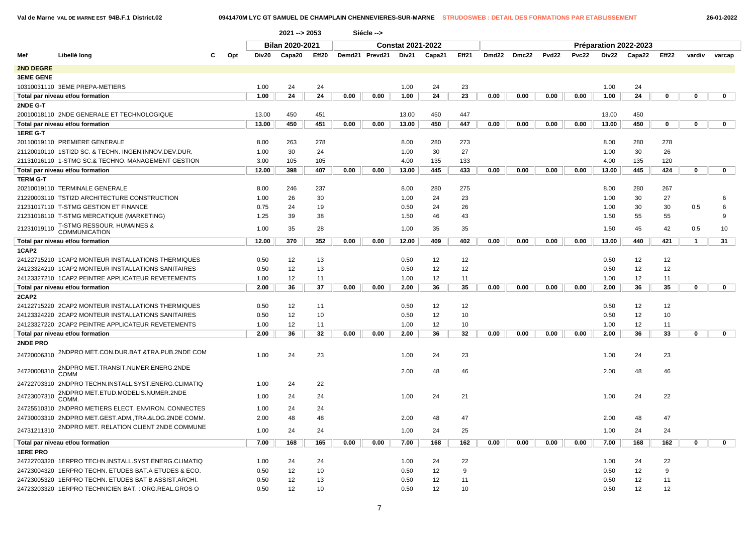2021 --> 2053 Siécle -->

| Mef | Libellé long | C | Opt | Bilan 2020-2021 | | | Constat 2021-2022 | | | | | Préparation 2022-2023 | | | | | | | | |
|---|---|---|---|---|---|---|---|---|---|---|---|---|---|---|---|---|---|---|---|---|
| | | | | Div20 | Capa20 | Eff20 | Demd21 | Prevd21 | Div21 | Capa21 | Eff21 | Dmd22 | Dmc22 | Pvd22 | Pvc22 | Div22 | Capa22 | Eff22 | vardiv | varcap |
| **2ND DEGRE** | | | | | | | | | | | | | | | | | | | | |
| **3EME GENE** | | | | | | | | | | | | | | | | | | | | |
| 10310031110 | 3EME PREPA-METIERS | | | 1.00 | 24 | 24 | | | 1.00 | 24 | 23 | | | | | 1.00 | 24 | | | |
| **Total par niveau et/ou formation** | | | | **1.00** | **24** | **24** | **0.00** | **0.00** | **1.00** | **24** | **23** | **0.00** | **0.00** | **0.00** | **0.00** | **1.00** | **24** | **0** | **0** | **0** |
| **2NDE G-T** | | | | | | | | | | | | | | | | | | | | |
| 20010018110 | 2NDE GENERALE ET TECHNOLOGIQUE | | | 13.00 | 450 | 451 | | | 13.00 | 450 | 447 | | | | | 13.00 | 450 | | | |
| **Total par niveau et/ou formation** | | | | **13.00** | **450** | **451** | **0.00** | **0.00** | **13.00** | **450** | **447** | **0.00** | **0.00** | **0.00** | **0.00** | **13.00** | **450** | **0** | **0** | **0** |
| **1ERE G-T** | | | | | | | | | | | | | | | | | | | | |
| 20110019110 | PREMIERE GENERALE | | | 8.00 | 263 | 278 | | | 8.00 | 280 | 273 | | | | | 8.00 | 280 | 278 | | |
| 21120010110 | 1STI2D SC. & TECHN. INGEN.INNOV.DEV.DUR. | | | 1.00 | 30 | 24 | | | 1.00 | 30 | 27 | | | | | 1.00 | 30 | 26 | | |
| 21131016110 | 1-STMG SC.& TECHNO. MANAGEMENT GESTION | | | 3.00 | 105 | 105 | | | 4.00 | 135 | 133 | | | | | 4.00 | 135 | 120 | | |
| **Total par niveau et/ou formation** | | | | **12.00** | **398** | **407** | **0.00** | **0.00** | **13.00** | **445** | **433** | **0.00** | **0.00** | **0.00** | **0.00** | **13.00** | **445** | **424** | **0** | **0** |
| **TERM G-T** | | | | | | | | | | | | | | | | | | | | |
| 20210019110 | TERMINALE GENERALE | | | 8.00 | 246 | 237 | | | 8.00 | 280 | 275 | | | | | 8.00 | 280 | 267 | | |
| 21220003110 | TSTI2D ARCHITECTURE CONSTRUCTION | | | 1.00 | 26 | 30 | | | 1.00 | 24 | 23 | | | | | 1.00 | 30 | 27 | | 6 |
| 21231017110 | T-STMG GESTION ET FINANCE | | | 0.75 | 24 | 19 | | | 0.50 | 24 | 26 | | | | | 1.00 | 30 | 30 | 0.5 | 6 |
| 21231018110 | T-STMG MERCATIQUE (MARKETING) | | | 1.25 | 39 | 38 | | | 1.50 | 46 | 43 | | | | | 1.50 | 55 | 55 | | 9 |
| 21231019110 | T-STMG RESSOUR. HUMAINES & COMMUNICATION | | | 1.00 | 35 | 28 | | | 1.00 | 35 | 35 | | | | | 1.50 | 45 | 42 | 0.5 | 10 |
| **Total par niveau et/ou formation** | | | | **12.00** | **370** | **352** | **0.00** | **0.00** | **12.00** | **409** | **402** | **0.00** | **0.00** | **0.00** | **0.00** | **13.00** | **440** | **421** | **1** | **31** |
| **1CAP2** | | | | | | | | | | | | | | | | | | | | |
| 24122715210 | 1CAP2 MONTEUR INSTALLATIONS THERMIQUES | | | 0.50 | 12 | 13 | | | 0.50 | 12 | 12 | | | | | 0.50 | 12 | 12 | | |
| 24123324210 | 1CAP2 MONTEUR INSTALLATIONS SANITAIRES | | | 0.50 | 12 | 13 | | | 0.50 | 12 | 12 | | | | | 0.50 | 12 | 12 | | |
| 24123327210 | 1CAP2 PEINTRE APPLICATEUR REVETEMENTS | | | 1.00 | 12 | 11 | | | 1.00 | 12 | 11 | | | | | 1.00 | 12 | 11 | | |
| **Total par niveau et/ou formation** | | | | **2.00** | **36** | **37** | **0.00** | **0.00** | **2.00** | **36** | **35** | **0.00** | **0.00** | **0.00** | **0.00** | **2.00** | **36** | **35** | **0** | **0** |
| **2CAP2** | | | | | | | | | | | | | | | | | | | | |
| 24122715220 | 2CAP2 MONTEUR INSTALLATIONS THERMIQUES | | | 0.50 | 12 | 11 | | | 0.50 | 12 | 12 | | | | | 0.50 | 12 | 12 | | |
| 24123324220 | 2CAP2 MONTEUR INSTALLATIONS SANITAIRES | | | 0.50 | 12 | 10 | | | 0.50 | 12 | 10 | | | | | 0.50 | 12 | 10 | | |
| 24123327220 | 2CAP2 PEINTRE APPLICATEUR REVETEMENTS | | | 1.00 | 12 | 11 | | | 1.00 | 12 | 10 | | | | | 1.00 | 12 | 11 | | |
| **Total par niveau et/ou formation** | | | | **2.00** | **36** | **32** | **0.00** | **0.00** | **2.00** | **36** | **32** | **0.00** | **0.00** | **0.00** | **0.00** | **2.00** | **36** | **33** | **0** | **0** |
| **2NDE PRO** | | | | | | | | | | | | | | | | | | | | |
| 24720006310 | 2NDPRO MET.CON.DUR.BAT.&TRA.PUB.2NDE COM | | | 1.00 | 24 | 23 | | | 1.00 | 24 | 23 | | | | | 1.00 | 24 | 23 | | |
| 24720008310 | 2NDPRO MET.TRANSIT.NUMER.ENERG.2NDE COMM | | | | | | | | 2.00 | 48 | 46 | | | | | 2.00 | 48 | 46 | | |
| 24722703310 | 2NDPRO TECHN.INSTALL.SYST.ENERG.CLIMATIQ | | | 1.00 | 24 | 22 | | | | | | | | | | | | | | |
| 24723007310 | 2NDPRO MET.ETUD.MODELIS.NUMER.2NDE COMM. | | | 1.00 | 24 | 24 | | | 1.00 | 24 | 21 | | | | | 1.00 | 24 | 22 | | |
| 24725510310 | 2NDPRO METIERS ELECT. ENVIRON. CONNECTES | | | 1.00 | 24 | 24 | | | | | | | | | | | | | | |
| 24730003310 | 2NDPRO MET.GEST.ADM.,TRA.&LOG.2NDE COMM. | | | 2.00 | 48 | 48 | | | 2.00 | 48 | 47 | | | | | 2.00 | 48 | 47 | | |
| 24731211310 | 2NDPRO MET. RELATION CLIENT 2NDE COMMUNE | | | 1.00 | 24 | 24 | | | 1.00 | 24 | 25 | | | | | 1.00 | 24 | 24 | | |
| **Total par niveau et/ou formation** | | | | **7.00** | **168** | **165** | **0.00** | **0.00** | **7.00** | **168** | **162** | **0.00** | **0.00** | **0.00** | **0.00** | **7.00** | **168** | **162** | **0** | **0** |
| **1ERE PRO** | | | | | | | | | | | | | | | | | | | | |
| 24722703320 | 1ERPRO TECHN.INSTALL.SYST.ENERG.CLIMATIQ | | | 1.00 | 24 | 24 | | | 1.00 | 24 | 22 | | | | | 1.00 | 24 | 22 | | |
| 24723004320 | 1ERPRO TECHN. ETUDES BAT.A ETUDES & ECO. | | | 0.50 | 12 | 10 | | | 0.50 | 12 | 9 | | | | | 0.50 | 12 | 9 | | |
| 24723005320 | 1ERPRO TECHN. ETUDES BAT B ASSIST.ARCHI. | | | 0.50 | 12 | 13 | | | 0.50 | 12 | 11 | | | | | 0.50 | 12 | 11 | | |
| 24723203320 | 1ERPRO TECHNICIEN BAT. : ORG.REAL.GROS O | | | 0.50 | 12 | 10 | | | 0.50 | 12 | 10 | | | | | 0.50 | 12 | 12 | | |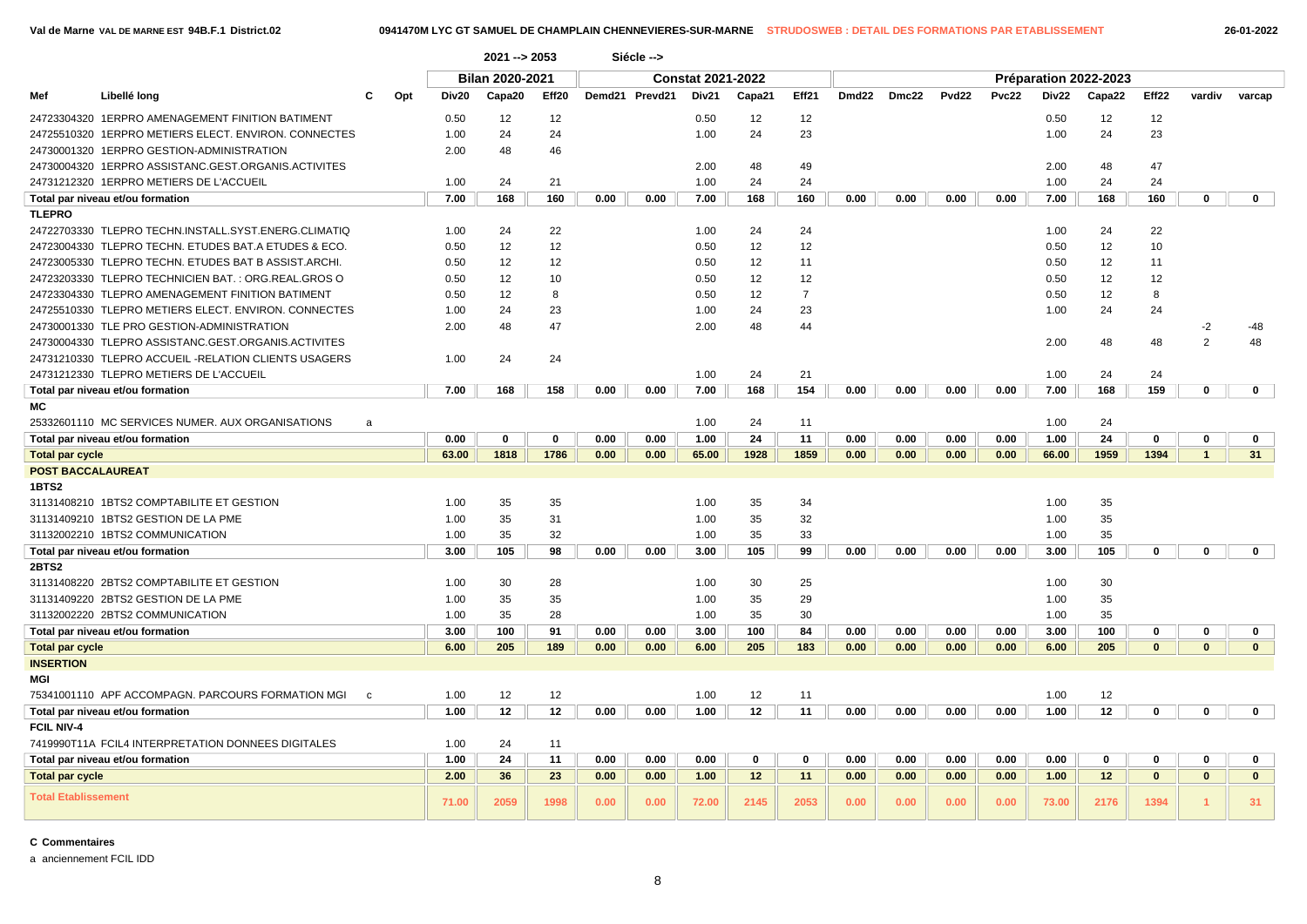| Mef | Libellé long | C | Opt | Bilan 2020-2021 | | | Constat 2021-2022 | | | | | Préparation 2022-2023 | | | | | | | | |
|---|---|---|---|---|---|---|---|---|---|---|---|---|---|---|---|---|---|---|---|---|
| | | | | Div20 | Capa20 | Eff20 | Demd21 | Prevd21 | Div21 | Capa21 | Eff21 | Dmd22 | Dmc22 | Pvd22 | Pvc22 | Div22 | Capa22 | Eff22 | vardiv | varcap |
| 24723304320 | 1ERPRO AMENAGEMENT FINITION BATIMENT | | | 0.50 | 12 | 12 | | | 0.50 | 12 | 12 | | | | | 0.50 | 12 | 12 | | |
| 24725510320 | 1ERPRO METIERS ELECT. ENVIRON. CONNECTES | | | 1.00 | 24 | 24 | | | 1.00 | 24 | 23 | | | | | 1.00 | 24 | 23 | | |
| 24730001320 | 1ERPRO GESTION-ADMINISTRATION | | | 2.00 | 48 | 46 | | | | | | | | | | | | | | |
| 24730004320 | 1ERPRO ASSISTANC.GEST.ORGANIS.ACTIVITES | | | | | | | | 2.00 | 48 | 49 | | | | | 2.00 | 48 | 47 | | |
| 24731212320 | 1ERPRO METIERS DE L'ACCUEIL | | | 1.00 | 24 | 21 | | | 1.00 | 24 | 24 | | | | | 1.00 | 24 | 24 | | |
| **Total par niveau et/ou formation** | | | | **7.00** | **168** | **160** | **0.00** | **0.00** | **7.00** | **168** | **160** | **0.00** | **0.00** | **0.00** | **0.00** | **7.00** | **168** | **160** | **0** | **0** |
| **TLEPRO** | | | | | | | | | | | | | | | | | | | | |
| 24722703330 | TLEPRO TECHN.INSTALL.SYST.ENERG.CLIMATIQ | | | 1.00 | 24 | 22 | | | 1.00 | 24 | 24 | | | | | 1.00 | 24 | 22 | | |
| 24723004330 | TLEPRO TECHN. ETUDES BAT.A ETUDES & ECO. | | | 0.50 | 12 | 12 | | | 0.50 | 12 | 12 | | | | | 0.50 | 12 | 10 | | |
| 24723005330 | TLEPRO TECHN. ETUDES BAT B ASSIST.ARCHI. | | | 0.50 | 12 | 12 | | | 0.50 | 12 | 11 | | | | | 0.50 | 12 | 11 | | |
| 24723203330 | TLEPRO TECHNICIEN BAT. : ORG.REAL.GROS O | | | 0.50 | 12 | 10 | | | 0.50 | 12 | 12 | | | | | 0.50 | 12 | 12 | | |
| 24723304330 | TLEPRO AMENAGEMENT FINITION BATIMENT | | | 0.50 | 12 | 8 | | | 0.50 | 12 | 7 | | | | | 0.50 | 12 | 8 | | |
| 24725510330 | TLEPRO METIERS ELECT. ENVIRON. CONNECTES | | | 1.00 | 24 | 23 | | | 1.00 | 24 | 23 | | | | | 1.00 | 24 | 24 | | |
| 24730001330 | TLE PRO GESTION-ADMINISTRATION | | | 2.00 | 48 | 47 | | | 2.00 | 48 | 44 | | | | | | | | -2 | -48 |
| 24730004330 | TLEPRO ASSISTANC.GEST.ORGANIS.ACTIVITES | | | | | | | | | | | | | | | 2.00 | 48 | 48 | 2 | 48 |
| 24731210330 | TLEPRO ACCUEIL -RELATION CLIENTS USAGERS | | | 1.00 | 24 | 24 | | | | | | | | | | | | | | |
| 24731212330 | TLEPRO METIERS DE L'ACCUEIL | | | | | | | | 1.00 | 24 | 21 | | | | | 1.00 | 24 | 24 | | |
| **Total par niveau et/ou formation** | | | | **7.00** | **168** | **158** | **0.00** | **0.00** | **7.00** | **168** | **154** | **0.00** | **0.00** | **0.00** | **0.00** | **7.00** | **168** | **159** | **0** | **0** |
| **MC** | | | | | | | | | | | | | | | | | | | | |
| 25332601110 | MC SERVICES NUMER. AUX ORGANISATIONS | a | | | | | | | 1.00 | 24 | 11 | | | | | 1.00 | 24 | | | |
| **Total par niveau et/ou formation** | | | | **0.00** | **0** | **0** | **0.00** | **0.00** | **1.00** | **24** | **11** | **0.00** | **0.00** | **0.00** | **0.00** | **1.00** | **24** | **0** | **0** | **0** |
| **Total par cycle** | | | | **63.00** | **1818** | **1786** | **0.00** | **0.00** | **65.00** | **1928** | **1859** | **0.00** | **0.00** | **0.00** | **0.00** | **66.00** | **1959** | **1394** | **1** | **31** |
| **POST BACCALAUREAT** | | | | | | | | | | | | | | | | | | | | |
| **1BTS2** | | | | | | | | | | | | | | | | | | | | |
| 31131408210 | 1BTS2 COMPTABILITE ET GESTION | | | 1.00 | 35 | 35 | | | 1.00 | 35 | 34 | | | | | 1.00 | 35 | | | |
| 31131409210 | 1BTS2 GESTION DE LA PME | | | 1.00 | 35 | 31 | | | 1.00 | 35 | 32 | | | | | 1.00 | 35 | | | |
| 31132002210 | 1BTS2 COMMUNICATION | | | 1.00 | 35 | 32 | | | 1.00 | 35 | 33 | | | | | 1.00 | 35 | | | |
| **Total par niveau et/ou formation** | | | | **3.00** | **105** | **98** | **0.00** | **0.00** | **3.00** | **105** | **99** | **0.00** | **0.00** | **0.00** | **0.00** | **3.00** | **105** | **0** | **0** | **0** |
| **2BTS2** | | | | | | | | | | | | | | | | | | | | |
| 31131408220 | 2BTS2 COMPTABILITE ET GESTION | | | 1.00 | 30 | 28 | | | 1.00 | 30 | 25 | | | | | 1.00 | 30 | | | |
| 31131409220 | 2BTS2 GESTION DE LA PME | | | 1.00 | 35 | 35 | | | 1.00 | 35 | 29 | | | | | 1.00 | 35 | | | |
| 31132002220 | 2BTS2 COMMUNICATION | | | 1.00 | 35 | 28 | | | 1.00 | 35 | 30 | | | | | 1.00 | 35 | | | |
| **Total par niveau et/ou formation** | | | | **3.00** | **100** | **91** | **0.00** | **0.00** | **3.00** | **100** | **84** | **0.00** | **0.00** | **0.00** | **0.00** | **3.00** | **100** | **0** | **0** | **0** |
| **Total par cycle** | | | | **6.00** | **205** | **189** | **0.00** | **0.00** | **6.00** | **205** | **183** | **0.00** | **0.00** | **0.00** | **0.00** | **6.00** | **205** | **0** | **0** | **0** |
| **INSERTION** | | | | | | | | | | | | | | | | | | | | |
| **MGI** | | | | | | | | | | | | | | | | | | | | |
| 75341001110 | APF ACCOMPAGN. PARCOURS FORMATION MGI | c | | 1.00 | 12 | 12 | | | 1.00 | 12 | 11 | | | | | 1.00 | 12 | | | |
| **Total par niveau et/ou formation** | | | | **1.00** | **12** | **12** | **0.00** | **0.00** | **1.00** | **12** | **11** | **0.00** | **0.00** | **0.00** | **0.00** | **1.00** | **12** | **0** | **0** | **0** |
| **FCIL NIV-4** | | | | | | | | | | | | | | | | | | | | |
| 7419990T11A | FCIL4 INTERPRETATION DONNEES DIGITALES | | | 1.00 | 24 | 11 | | | | | | | | | | | | | | |
| **Total par niveau et/ou formation** | | | | **1.00** | **24** | **11** | **0.00** | **0.00** | **0.00** | **0** | **0** | **0.00** | **0.00** | **0.00** | **0.00** | **0.00** | **0** | **0** | **0** | **0** |
| **Total par cycle** | | | | **2.00** | **36** | **23** | **0.00** | **0.00** | **1.00** | **12** | **11** | **0.00** | **0.00** | **0.00** | **0.00** | **1.00** | **12** | **0** | **0** | **0** |
| **Total Etablissement** | | | | **71.00** | **2059** | **1998** | **0.00** | **0.00** | **72.00** | **2145** | **2053** | **0.00** | **0.00** | **0.00** | **0.00** | **73.00** | **2176** | **1394** | **1** | **31** |

**C Commentaires**

a anciennement FCIL IDD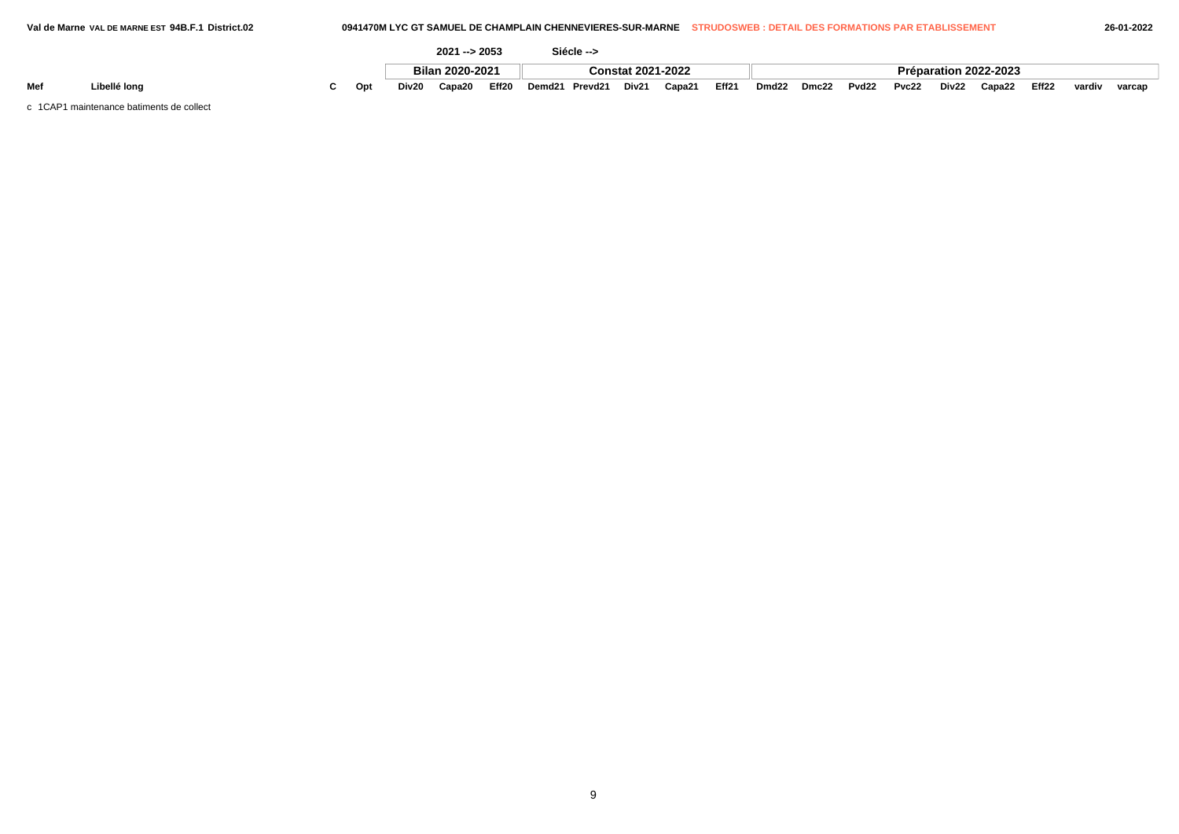| | | | | 2021 --> 2053 | | | Siécle --> | | | | | | | | | | | | | |
|---|---|---|---|---|---|---|---|---|---|---|---|---|---|---|---|---|---|---|---|---|
| | | | | Bilan 2020-2021 | | | Constat 2021-2022 | | | | | Préparation 2022-2023 | | | | | | | | |
| Mef | Libellé long | C | Opt | Div20 | Capa20 | Eff20 | Demd21 | Prevd21 | Div21 | Capa21 | Eff21 | Dmd22 | Dmc22 | Pvd22 | Pvc22 | Div22 | Capa22 | Eff22 | vardiv | varcap |
| c 1CAP1 maintenance batiments de collect | | | | | | | | | | | | | | | | | | | | |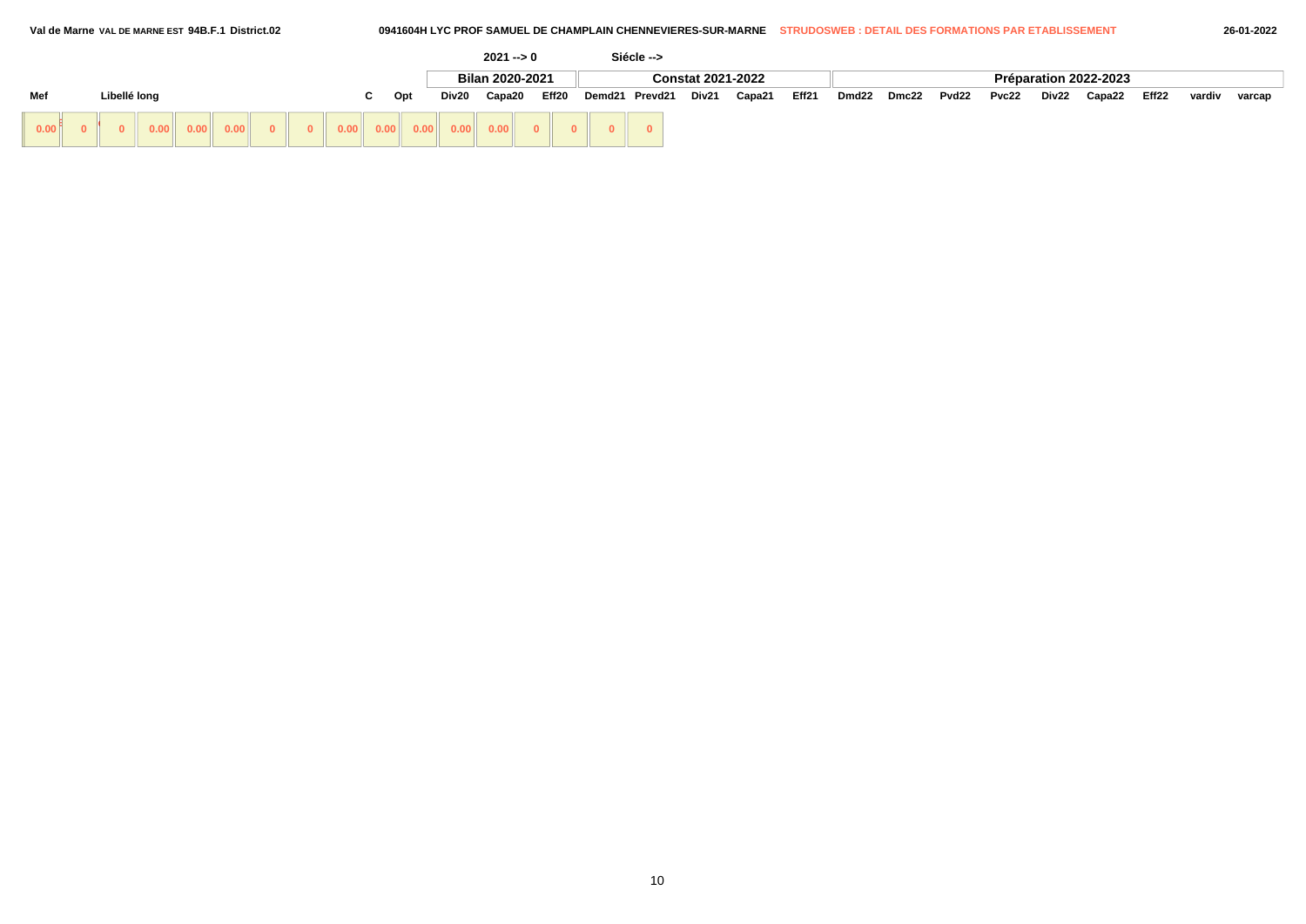2021 --> 0 Siécle -->

| | | | | Bilan 2020-2021 | | | Constat 2021-2022 | | | | | Préparation 2022-2023 | | | | | | | | |
|---|---|---|---|---|---|---|---|---|---|---|---|---|---|---|---|---|---|---|---|---|
| Mef | Libellé long | C | Opt | Div20 | Capa20 | Eff20 | Demd21 | Prevd21 | Div21 | Capa21 | Eff21 | Dmd22 | Dmc22 | Pvd22 | Pvc22 | Div22 | Capa22 | Eff22 | vardiv | varcap |
| 0.00 | 0 | 0 | 0.00 | 0.00 | 0.00 | 0 | 0 | 0.00 | 0.00 | 0.00 | 0.00 | 0.00 | 0 | 0 | 0 | 0 | | | | |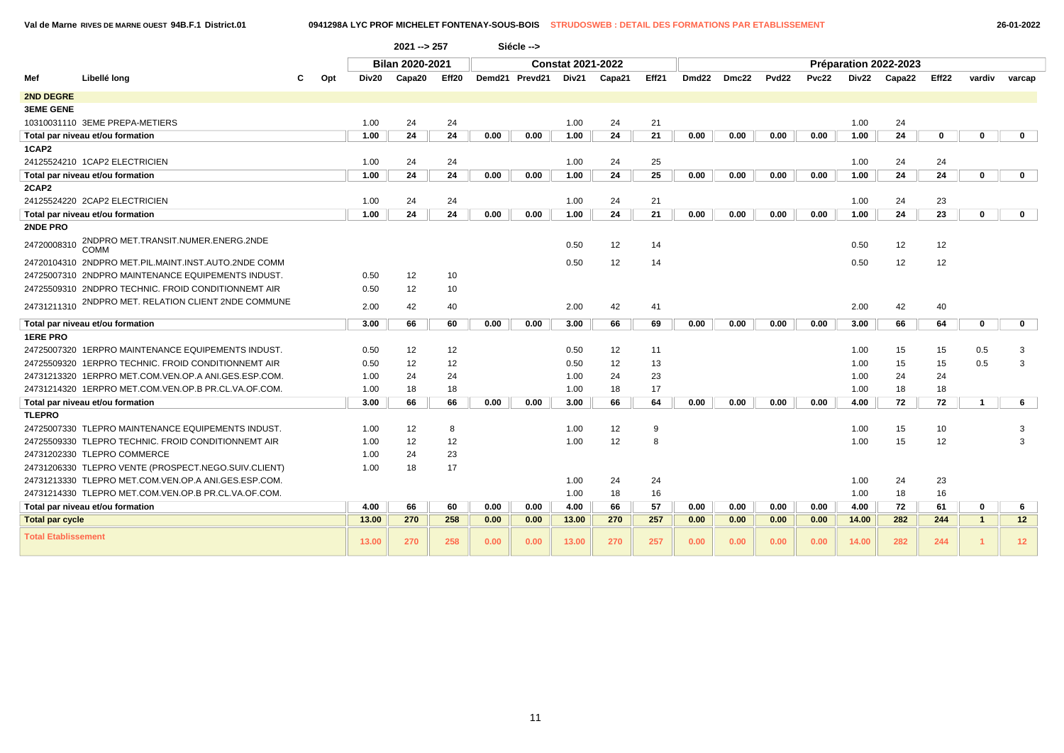Val de Marne RIVES DE MARNE OUEST 94B.F.1 District.01 — 0941298A LYC PROF MICHELET FONTENAY-SOUS-BOIS — STRUDOSWEB : DETAIL DES FORMATIONS PAR ETABLISSEMENT — 26-01-2022

2021 --> 257 Siécle -->

| Mef | Libellé long | C | Opt | Bilan 2020-2021 | | | Constat 2021-2022 | | | | | Préparation 2022-2023 | | | | | | | | |
|---|---|---|---|---|---|---|---|---|---|---|---|---|---|---|---|---|---|---|---|---|
| | | | | Div20 | Capa20 | Eff20 | Demd21 | Prevd21 | Div21 | Capa21 | Eff21 | Dmd22 | Dmc22 | Pvd22 | Pvc22 | Div22 | Capa22 | Eff22 | vardiv | varcap |
| **2ND DEGRE** | | | | | | | | | | | | | | | | | | | | |
| **3EME GENE** | | | | | | | | | | | | | | | | | | | | |
| 10310031110 | 3EME PREPA-METIERS | | | 1.00 | 24 | 24 | | | 1.00 | 24 | 21 | | | | | 1.00 | 24 | | | |
| **Total par niveau et/ou formation** | | | | **1.00** | **24** | **24** | **0.00** | **0.00** | **1.00** | **24** | **21** | **0.00** | **0.00** | **0.00** | **0.00** | **1.00** | **24** | **0** | **0** | **0** |
| **1CAP2** | | | | | | | | | | | | | | | | | | | | |
| 24125524210 | 1CAP2 ELECTRICIEN | | | 1.00 | 24 | 24 | | | 1.00 | 24 | 25 | | | | | 1.00 | 24 | 24 | | |
| **Total par niveau et/ou formation** | | | | **1.00** | **24** | **24** | **0.00** | **0.00** | **1.00** | **24** | **25** | **0.00** | **0.00** | **0.00** | **0.00** | **1.00** | **24** | **24** | **0** | **0** |
| **2CAP2** | | | | | | | | | | | | | | | | | | | | |
| 24125524220 | 2CAP2 ELECTRICIEN | | | 1.00 | 24 | 24 | | | 1.00 | 24 | 21 | | | | | 1.00 | 24 | 23 | | |
| **Total par niveau et/ou formation** | | | | **1.00** | **24** | **24** | **0.00** | **0.00** | **1.00** | **24** | **21** | **0.00** | **0.00** | **0.00** | **0.00** | **1.00** | **24** | **23** | **0** | **0** |
| **2NDE PRO** | | | | | | | | | | | | | | | | | | | | |
| 24720008310 | 2NDPRO MET.TRANSIT.NUMER.ENERG.2NDE COMM | | | | | | | | 0.50 | 12 | 14 | | | | | 0.50 | 12 | 12 | | |
| 24720104310 | 2NDPRO MET.PIL.MAINT.INST.AUTO.2NDE COMM | | | | | | | | 0.50 | 12 | 14 | | | | | 0.50 | 12 | 12 | | |
| 24725007310 | 2NDPRO MAINTENANCE EQUIPEMENTS INDUST. | | | 0.50 | 12 | 10 | | | | | | | | | | | | | | |
| 24725509310 | 2NDPRO TECHNIC. FROID CONDITIONNEMT AIR | | | 0.50 | 12 | 10 | | | | | | | | | | | | | | |
| 24731211310 | 2NDPRO MET. RELATION CLIENT 2NDE COMMUNE | | | 2.00 | 42 | 40 | | | 2.00 | 42 | 41 | | | | | 2.00 | 42 | 40 | | |
| **Total par niveau et/ou formation** | | | | **3.00** | **66** | **60** | **0.00** | **0.00** | **3.00** | **66** | **69** | **0.00** | **0.00** | **0.00** | **0.00** | **3.00** | **66** | **64** | **0** | **0** |
| **1ERE PRO** | | | | | | | | | | | | | | | | | | | | |
| 24725007320 | 1ERPRO MAINTENANCE EQUIPEMENTS INDUST. | | | 0.50 | 12 | 12 | | | 0.50 | 12 | 11 | | | | | 1.00 | 15 | 15 | 0.5 | 3 |
| 24725509320 | 1ERPRO TECHNIC. FROID CONDITIONNEMT AIR | | | 0.50 | 12 | 12 | | | 0.50 | 12 | 13 | | | | | 1.00 | 15 | 15 | 0.5 | 3 |
| 24731213320 | 1ERPRO MET.COM.VEN.OP.A ANI.GES.ESP.COM. | | | 1.00 | 24 | 24 | | | 1.00 | 24 | 23 | | | | | 1.00 | 24 | 24 | | |
| 24731214320 | 1ERPRO MET.COM.VEN.OP.B PR.CL.VA.OF.COM. | | | 1.00 | 18 | 18 | | | 1.00 | 18 | 17 | | | | | 1.00 | 18 | 18 | | |
| **Total par niveau et/ou formation** | | | | **3.00** | **66** | **66** | **0.00** | **0.00** | **3.00** | **66** | **64** | **0.00** | **0.00** | **0.00** | **0.00** | **4.00** | **72** | **72** | **1** | **6** |
| **TLEPRO** | | | | | | | | | | | | | | | | | | | | |
| 24725007330 | TLEPRO MAINTENANCE EQUIPEMENTS INDUST. | | | 1.00 | 12 | 8 | | | 1.00 | 12 | 9 | | | | | 1.00 | 15 | 10 | | 3 |
| 24725509330 | TLEPRO TECHNIC. FROID CONDITIONNEMT AIR | | | 1.00 | 12 | 12 | | | 1.00 | 12 | 8 | | | | | 1.00 | 15 | 12 | | 3 |
| 24731202330 | TLEPRO COMMERCE | | | 1.00 | 24 | 23 | | | | | | | | | | | | | | |
| 24731206330 | TLEPRO VENTE (PROSPECT.NEGO.SUIV.CLIENT) | | | 1.00 | 18 | 17 | | | | | | | | | | | | | | |
| 24731213330 | TLEPRO MET.COM.VEN.OP.A ANI.GES.ESP.COM. | | | | | | | | 1.00 | 24 | 24 | | | | | 1.00 | 24 | 23 | | |
| 24731214330 | TLEPRO MET.COM.VEN.OP.B PR.CL.VA.OF.COM. | | | | | | | | 1.00 | 18 | 16 | | | | | 1.00 | 18 | 16 | | |
| **Total par niveau et/ou formation** | | | | **4.00** | **66** | **60** | **0.00** | **0.00** | **4.00** | **66** | **57** | **0.00** | **0.00** | **0.00** | **0.00** | **4.00** | **72** | **61** | **0** | **6** |
| **Total par cycle** | | | | **13.00** | **270** | **258** | **0.00** | **0.00** | **13.00** | **270** | **257** | **0.00** | **0.00** | **0.00** | **0.00** | **14.00** | **282** | **244** | **1** | **12** |
| **Total Etablissement** | | | | **13.00** | **270** | **258** | **0.00** | **0.00** | **13.00** | **270** | **257** | **0.00** | **0.00** | **0.00** | **0.00** | **14.00** | **282** | **244** | **1** | **12** |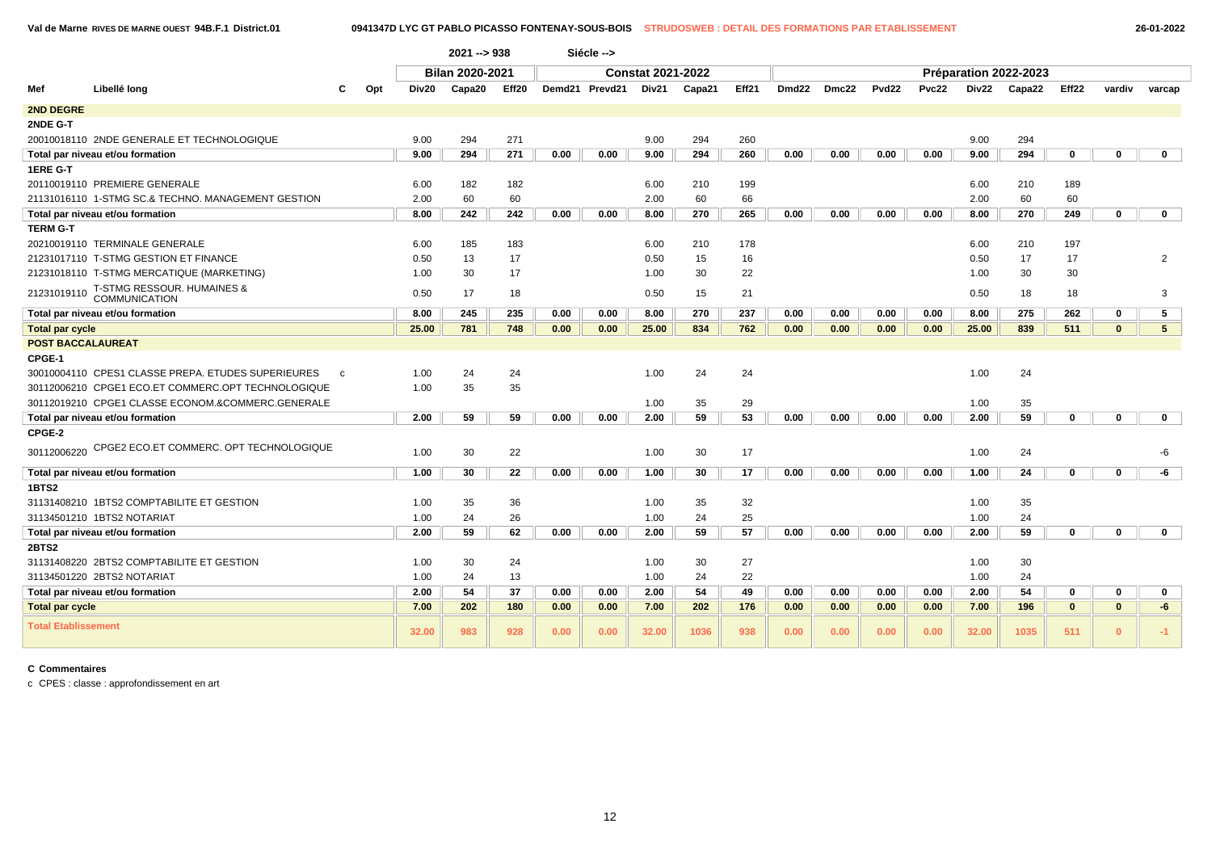Val de Marne RIVES DE MARNE OUEST 94B.F.1 District.01 — 0941347D LYC GT PABLO PICASSO FONTENAY-SOUS-BOIS — STRUDOSWEB : DETAIL DES FORMATIONS PAR ETABLISSEMENT — 26-01-2022

2021 --> 938 Siécle -->

| Mef | Libellé long | C | Opt | Bilan 2020-2021 | | | Constat 2021-2022 | | | | | Préparation 2022-2023 | | | | | | | | |
|---|---|---|---|---|---|---|---|---|---|---|---|---|---|---|---|---|---|---|---|---|
| | | | | Div20 | Capa20 | Eff20 | Demd21 | Prevd21 | Div21 | Capa21 | Eff21 | Dmd22 | Dmc22 | Pvd22 | Pvc22 | Div22 | Capa22 | Eff22 | vardiv | varcap |
| **2ND DEGRE** | | | | | | | | | | | | | | | | | | | | |
| **2NDE G-T** | | | | | | | | | | | | | | | | | | | | |
| 20010018110 | 2NDE GENERALE ET TECHNOLOGIQUE | | | 9.00 | 294 | 271 | | | 9.00 | 294 | 260 | | | | | 9.00 | 294 | | | |
| **Total par niveau et/ou formation** | | | | **9.00** | **294** | **271** | **0.00** | **0.00** | **9.00** | **294** | **260** | **0.00** | **0.00** | **0.00** | **0.00** | **9.00** | **294** | **0** | **0** | **0** |
| **1ERE G-T** | | | | | | | | | | | | | | | | | | | | |
| 20110019110 | PREMIERE GENERALE | | | 6.00 | 182 | 182 | | | 6.00 | 210 | 199 | | | | | 6.00 | 210 | 189 | | |
| 21131016110 | 1-STMG SC.& TECHNO. MANAGEMENT GESTION | | | 2.00 | 60 | 60 | | | 2.00 | 60 | 66 | | | | | 2.00 | 60 | 60 | | |
| **Total par niveau et/ou formation** | | | | **8.00** | **242** | **242** | **0.00** | **0.00** | **8.00** | **270** | **265** | **0.00** | **0.00** | **0.00** | **0.00** | **8.00** | **270** | **249** | **0** | **0** |
| **TERM G-T** | | | | | | | | | | | | | | | | | | | | |
| 20210019110 | TERMINALE GENERALE | | | 6.00 | 185 | 183 | | | 6.00 | 210 | 178 | | | | | 6.00 | 210 | 197 | | |
| 21231017110 | T-STMG GESTION ET FINANCE | | | 0.50 | 13 | 17 | | | 0.50 | 15 | 16 | | | | | 0.50 | 17 | 17 | | 2 |
| 21231018110 | T-STMG MERCATIQUE (MARKETING) | | | 1.00 | 30 | 17 | | | 1.00 | 30 | 22 | | | | | 1.00 | 30 | 30 | | |
| 21231019110 | T-STMG RESSOUR. HUMAINES & COMMUNICATION | | | 0.50 | 17 | 18 | | | 0.50 | 15 | 21 | | | | | 0.50 | 18 | 18 | | 3 |
| **Total par niveau et/ou formation** | | | | **8.00** | **245** | **235** | **0.00** | **0.00** | **8.00** | **270** | **237** | **0.00** | **0.00** | **0.00** | **0.00** | **8.00** | **275** | **262** | **0** | **5** |
| **Total par cycle** | | | | **25.00** | **781** | **748** | **0.00** | **0.00** | **25.00** | **834** | **762** | **0.00** | **0.00** | **0.00** | **0.00** | **25.00** | **839** | **511** | **0** | **5** |
| **POST BACCALAUREAT** | | | | | | | | | | | | | | | | | | | | |
| **CPGE-1** | | | | | | | | | | | | | | | | | | | | |
| 30010004110 | CPES1 CLASSE PREPA. ETUDES SUPERIEURES | c | | 1.00 | 24 | 24 | | | 1.00 | 24 | 24 | | | | | 1.00 | 24 | | | |
| 30112006210 | CPGE1 ECO.ET COMMERC.OPT TECHNOLOGIQUE | | | 1.00 | 35 | 35 | | | | | | | | | | | | | | |
| 30112019210 | CPGE1 CLASSE ECONOM.&COMMERC.GENERALE | | | | | | | | 1.00 | 35 | 29 | | | | | 1.00 | 35 | | | |
| **Total par niveau et/ou formation** | | | | **2.00** | **59** | **59** | **0.00** | **0.00** | **2.00** | **59** | **53** | **0.00** | **0.00** | **0.00** | **0.00** | **2.00** | **59** | **0** | **0** | **0** |
| **CPGE-2** | | | | | | | | | | | | | | | | | | | | |
| 30112006220 | CPGE2 ECO.ET COMMERC. OPT TECHNOLOGIQUE | | | 1.00 | 30 | 22 | | | 1.00 | 30 | 17 | | | | | 1.00 | 24 | | | -6 |
| **Total par niveau et/ou formation** | | | | **1.00** | **30** | **22** | **0.00** | **0.00** | **1.00** | **30** | **17** | **0.00** | **0.00** | **0.00** | **0.00** | **1.00** | **24** | **0** | **0** | **-6** |
| **1BTS2** | | | | | | | | | | | | | | | | | | | | |
| 31131408210 | 1BTS2 COMPTABILITE ET GESTION | | | 1.00 | 35 | 36 | | | 1.00 | 35 | 32 | | | | | 1.00 | 35 | | | |
| 31134501210 | 1BTS2 NOTARIAT | | | 1.00 | 24 | 26 | | | 1.00 | 24 | 25 | | | | | 1.00 | 24 | | | |
| **Total par niveau et/ou formation** | | | | **2.00** | **59** | **62** | **0.00** | **0.00** | **2.00** | **59** | **57** | **0.00** | **0.00** | **0.00** | **0.00** | **2.00** | **59** | **0** | **0** | **0** |
| **2BTS2** | | | | | | | | | | | | | | | | | | | | |
| 31131408220 | 2BTS2 COMPTABILITE ET GESTION | | | 1.00 | 30 | 24 | | | 1.00 | 30 | 27 | | | | | 1.00 | 30 | | | |
| 31134501220 | 2BTS2 NOTARIAT | | | 1.00 | 24 | 13 | | | 1.00 | 24 | 22 | | | | | 1.00 | 24 | | | |
| **Total par niveau et/ou formation** | | | | **2.00** | **54** | **37** | **0.00** | **0.00** | **2.00** | **54** | **49** | **0.00** | **0.00** | **0.00** | **0.00** | **2.00** | **54** | **0** | **0** | **0** |
| **Total par cycle** | | | | **7.00** | **202** | **180** | **0.00** | **0.00** | **7.00** | **202** | **176** | **0.00** | **0.00** | **0.00** | **0.00** | **7.00** | **196** | **0** | **0** | **-6** |
| **Total Etablissement** | | | | **32.00** | **983** | **928** | **0.00** | **0.00** | **32.00** | **1036** | **938** | **0.00** | **0.00** | **0.00** | **0.00** | **32.00** | **1035** | **511** | **0** | **-1** |

**C Commentaires**

c CPES : classe : approfondissement en art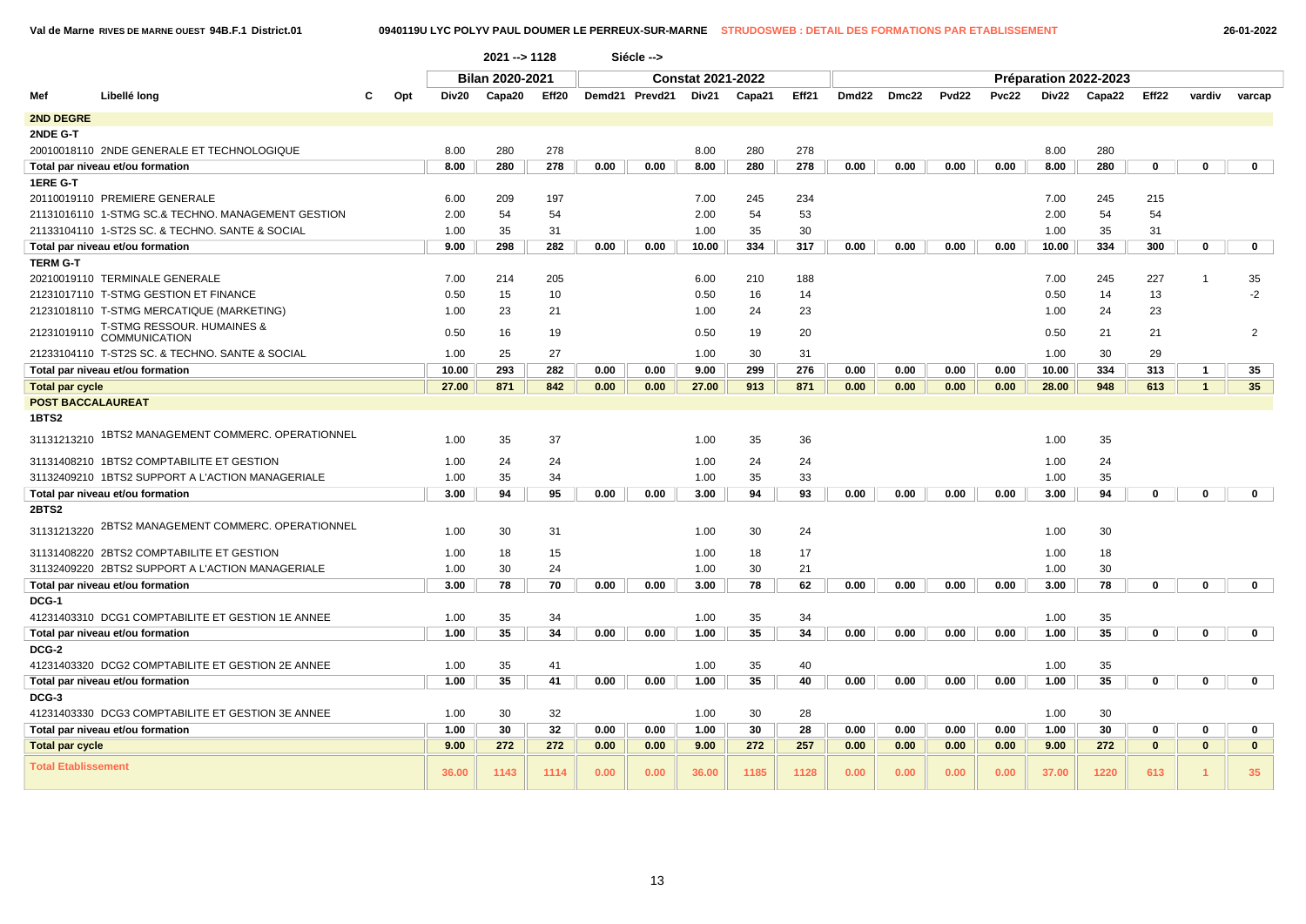Val de Marne RIVES DE MARNE OUEST 94B.F.1 District.01 — 0940119U LYC POLYV PAUL DOUMER LE PERREUX-SUR-MARNE — STRUDOSWEB : DETAIL DES FORMATIONS PAR ETABLISSEMENT — 26-01-2022

2021 --> 1128 Siécle -->

| Mef | Libellé long | C | Opt | Bilan 2020-2021 | | | Constat 2021-2022 | | | | | Préparation 2022-2023 | | | | | | | | |
|---|---|---|---|---|---|---|---|---|---|---|---|---|---|---|---|---|---|---|---|---|
| | | | | Div20 | Capa20 | Eff20 | Demd21 | Prevd21 | Div21 | Capa21 | Eff21 | Dmd22 | Dmc22 | Pvd22 | Pvc22 | Div22 | Capa22 | Eff22 | vardiv | varcap |
| **2ND DEGRE** | | | | | | | | | | | | | | | | | | | | |
| **2NDE G-T** | | | | | | | | | | | | | | | | | | | | |
| 20010018110 | 2NDE GENERALE ET TECHNOLOGIQUE | | | 8.00 | 280 | 278 | | | 8.00 | 280 | 278 | | | | | 8.00 | 280 | | | |
| **Total par niveau et/ou formation** | | | | **8.00** | **280** | **278** | **0.00** | **0.00** | **8.00** | **280** | **278** | **0.00** | **0.00** | **0.00** | **0.00** | **8.00** | **280** | **0** | **0** | **0** |
| **1ERE G-T** | | | | | | | | | | | | | | | | | | | | |
| 20110019110 | PREMIERE GENERALE | | | 6.00 | 209 | 197 | | | 7.00 | 245 | 234 | | | | | 7.00 | 245 | 215 | | |
| 21131016110 | 1-STMG SC.& TECHNO. MANAGEMENT GESTION | | | 2.00 | 54 | 54 | | | 2.00 | 54 | 53 | | | | | 2.00 | 54 | 54 | | |
| 21133104110 | 1-ST2S SC. & TECHNO. SANTE & SOCIAL | | | 1.00 | 35 | 31 | | | 1.00 | 35 | 30 | | | | | 1.00 | 35 | 31 | | |
| **Total par niveau et/ou formation** | | | | **9.00** | **298** | **282** | **0.00** | **0.00** | **10.00** | **334** | **317** | **0.00** | **0.00** | **0.00** | **0.00** | **10.00** | **334** | **300** | **0** | **0** |
| **TERM G-T** | | | | | | | | | | | | | | | | | | | | |
| 20210019110 | TERMINALE GENERALE | | | 7.00 | 214 | 205 | | | 6.00 | 210 | 188 | | | | | 7.00 | 245 | 227 | 1 | 35 |
| 21231017110 | T-STMG GESTION ET FINANCE | | | 0.50 | 15 | 10 | | | 0.50 | 16 | 14 | | | | | 0.50 | 14 | 13 | | -2 |
| 21231018110 | T-STMG MERCATIQUE (MARKETING) | | | 1.00 | 23 | 21 | | | 1.00 | 24 | 23 | | | | | 1.00 | 24 | 23 | | |
| 21231019110 | T-STMG RESSOUR. HUMAINES & COMMUNICATION | | | 0.50 | 16 | 19 | | | 0.50 | 19 | 20 | | | | | 0.50 | 21 | 21 | | 2 |
| 21233104110 | T-ST2S SC. & TECHNO. SANTE & SOCIAL | | | 1.00 | 25 | 27 | | | 1.00 | 30 | 31 | | | | | 1.00 | 30 | 29 | | |
| **Total par niveau et/ou formation** | | | | **10.00** | **293** | **282** | **0.00** | **0.00** | **9.00** | **299** | **276** | **0.00** | **0.00** | **0.00** | **0.00** | **10.00** | **334** | **313** | **1** | **35** |
| **Total par cycle** | | | | **27.00** | **871** | **842** | **0.00** | **0.00** | **27.00** | **913** | **871** | **0.00** | **0.00** | **0.00** | **0.00** | **28.00** | **948** | **613** | **1** | **35** |
| **POST BACCALAUREAT** | | | | | | | | | | | | | | | | | | | | |
| **1BTS2** | | | | | | | | | | | | | | | | | | | | |
| 31131213210 | 1BTS2 MANAGEMENT COMMERC. OPERATIONNEL | | | 1.00 | 35 | 37 | | | 1.00 | 35 | 36 | | | | | 1.00 | 35 | | | |
| 31131408210 | 1BTS2 COMPTABILITE ET GESTION | | | 1.00 | 24 | 24 | | | 1.00 | 24 | 24 | | | | | 1.00 | 24 | | | |
| 31132409210 | 1BTS2 SUPPORT A L'ACTION MANAGERIALE | | | 1.00 | 35 | 34 | | | 1.00 | 35 | 33 | | | | | 1.00 | 35 | | | |
| **Total par niveau et/ou formation** | | | | **3.00** | **94** | **95** | **0.00** | **0.00** | **3.00** | **94** | **93** | **0.00** | **0.00** | **0.00** | **0.00** | **3.00** | **94** | **0** | **0** | **0** |
| **2BTS2** | | | | | | | | | | | | | | | | | | | | |
| 31131213220 | 2BTS2 MANAGEMENT COMMERC. OPERATIONNEL | | | 1.00 | 30 | 31 | | | 1.00 | 30 | 24 | | | | | 1.00 | 30 | | | |
| 31131408220 | 2BTS2 COMPTABILITE ET GESTION | | | 1.00 | 18 | 15 | | | 1.00 | 18 | 17 | | | | | 1.00 | 18 | | | |
| 31132409220 | 2BTS2 SUPPORT A L'ACTION MANAGERIALE | | | 1.00 | 30 | 24 | | | 1.00 | 30 | 21 | | | | | 1.00 | 30 | | | |
| **Total par niveau et/ou formation** | | | | **3.00** | **78** | **70** | **0.00** | **0.00** | **3.00** | **78** | **62** | **0.00** | **0.00** | **0.00** | **0.00** | **3.00** | **78** | **0** | **0** | **0** |
| **DCG-1** | | | | | | | | | | | | | | | | | | | | |
| 41231403310 | DCG1 COMPTABILITE ET GESTION 1E ANNEE | | | 1.00 | 35 | 34 | | | 1.00 | 35 | 34 | | | | | 1.00 | 35 | | | |
| **Total par niveau et/ou formation** | | | | **1.00** | **35** | **34** | **0.00** | **0.00** | **1.00** | **35** | **34** | **0.00** | **0.00** | **0.00** | **0.00** | **1.00** | **35** | **0** | **0** | **0** |
| **DCG-2** | | | | | | | | | | | | | | | | | | | | |
| 41231403320 | DCG2 COMPTABILITE ET GESTION 2E ANNEE | | | 1.00 | 35 | 41 | | | 1.00 | 35 | 40 | | | | | 1.00 | 35 | | | |
| **Total par niveau et/ou formation** | | | | **1.00** | **35** | **41** | **0.00** | **0.00** | **1.00** | **35** | **40** | **0.00** | **0.00** | **0.00** | **0.00** | **1.00** | **35** | **0** | **0** | **0** |
| **DCG-3** | | | | | | | | | | | | | | | | | | | | |
| 41231403330 | DCG3 COMPTABILITE ET GESTION 3E ANNEE | | | 1.00 | 30 | 32 | | | 1.00 | 30 | 28 | | | | | 1.00 | 30 | | | |
| **Total par niveau et/ou formation** | | | | **1.00** | **30** | **32** | **0.00** | **0.00** | **1.00** | **30** | **28** | **0.00** | **0.00** | **0.00** | **0.00** | **1.00** | **30** | **0** | **0** | **0** |
| **Total par cycle** | | | | **9.00** | **272** | **272** | **0.00** | **0.00** | **9.00** | **272** | **257** | **0.00** | **0.00** | **0.00** | **0.00** | **9.00** | **272** | **0** | **0** | **0** |
| **Total Etablissement** | | | | **36.00** | **1143** | **1114** | **0.00** | **0.00** | **36.00** | **1185** | **1128** | **0.00** | **0.00** | **0.00** | **0.00** | **37.00** | **1220** | **613** | **1** | **35** |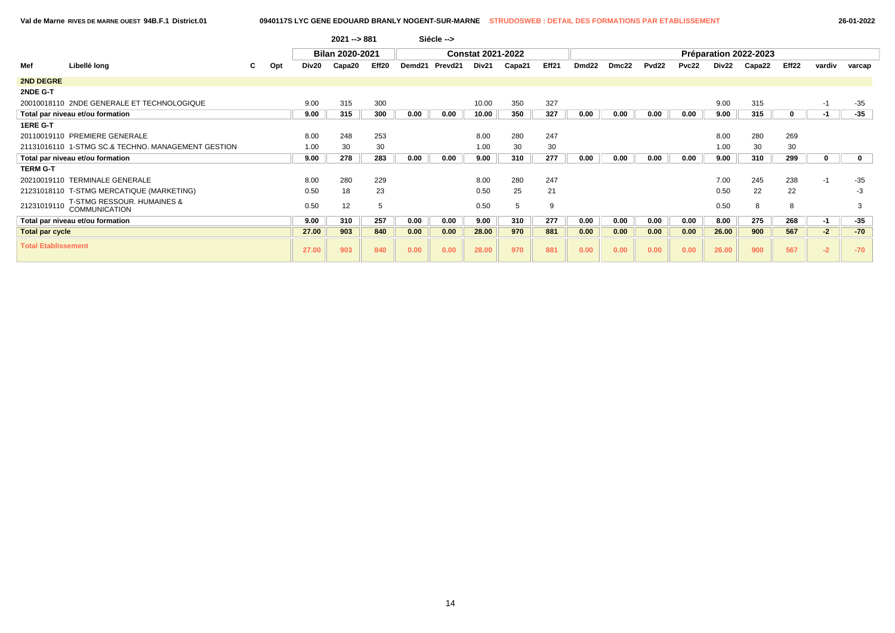Val de Marne RIVES DE MARNE OUEST 94B.F.1 District.01 — 0940117S LYC GENE EDOUARD BRANLY NOGENT-SUR-MARNE — STRUDOSWEB : DETAIL DES FORMATIONS PAR ETABLISSEMENT — 26-01-2022

2021 --> 881 Siécle -->

| Mef | Libellé long | C | Opt | Bilan 2020-2021 | | | Constat 2021-2022 | | | | | Préparation 2022-2023 | | | | | | | | |
|---|---|---|---|---|---|---|---|---|---|---|---|---|---|---|---|---|---|---|---|---|
| | | | | Div20 | Capa20 | Eff20 | Demd21 | Prevd21 | Div21 | Capa21 | Eff21 | Dmd22 | Dmc22 | Pvd22 | Pvc22 | Div22 | Capa22 | Eff22 | vardiv | varcap |
| **2ND DEGRE** | | | | | | | | | | | | | | | | | | | | |
| **2NDE G-T** | | | | | | | | | | | | | | | | | | | | |
| 20010018110 | 2NDE GENERALE ET TECHNOLOGIQUE | | | 9.00 | 315 | 300 | | | 10.00 | 350 | 327 | | | | | 9.00 | 315 | | -1 | -35 |
| **Total par niveau et/ou formation** | | | | **9.00** | **315** | **300** | **0.00** | **0.00** | **10.00** | **350** | **327** | **0.00** | **0.00** | **0.00** | **0.00** | **9.00** | **315** | **0** | **-1** | **-35** |
| **1ERE G-T** | | | | | | | | | | | | | | | | | | | | |
| 20110019110 | PREMIERE GENERALE | | | 8.00 | 248 | 253 | | | 8.00 | 280 | 247 | | | | | 8.00 | 280 | 269 | | |
| 21131016110 | 1-STMG SC.& TECHNO. MANAGEMENT GESTION | | | 1.00 | 30 | 30 | | | 1.00 | 30 | 30 | | | | | 1.00 | 30 | 30 | | |
| **Total par niveau et/ou formation** | | | | **9.00** | **278** | **283** | **0.00** | **0.00** | **9.00** | **310** | **277** | **0.00** | **0.00** | **0.00** | **0.00** | **9.00** | **310** | **299** | **0** | **0** |
| **TERM G-T** | | | | | | | | | | | | | | | | | | | | |
| 20210019110 | TERMINALE GENERALE | | | 8.00 | 280 | 229 | | | 8.00 | 280 | 247 | | | | | 7.00 | 245 | 238 | -1 | -35 |
| 21231018110 | T-STMG MERCATIQUE (MARKETING) | | | 0.50 | 18 | 23 | | | 0.50 | 25 | 21 | | | | | 0.50 | 22 | 22 | | -3 |
| 21231019110 | T-STMG RESSOUR. HUMAINES & COMMUNICATION | | | 0.50 | 12 | 5 | | | 0.50 | 5 | 9 | | | | | 0.50 | 8 | 8 | | 3 |
| **Total par niveau et/ou formation** | | | | **9.00** | **310** | **257** | **0.00** | **0.00** | **9.00** | **310** | **277** | **0.00** | **0.00** | **0.00** | **0.00** | **8.00** | **275** | **268** | **-1** | **-35** |
| **Total par cycle** | | | | **27.00** | **903** | **840** | **0.00** | **0.00** | **28.00** | **970** | **881** | **0.00** | **0.00** | **0.00** | **0.00** | **26.00** | **900** | **567** | **-2** | **-70** |
| **Total Etablissement** | | | | **27.00** | **903** | **840** | **0.00** | **0.00** | **28.00** | **970** | **881** | **0.00** | **0.00** | **0.00** | **0.00** | **26.00** | **900** | **567** | **-2** | **-70** |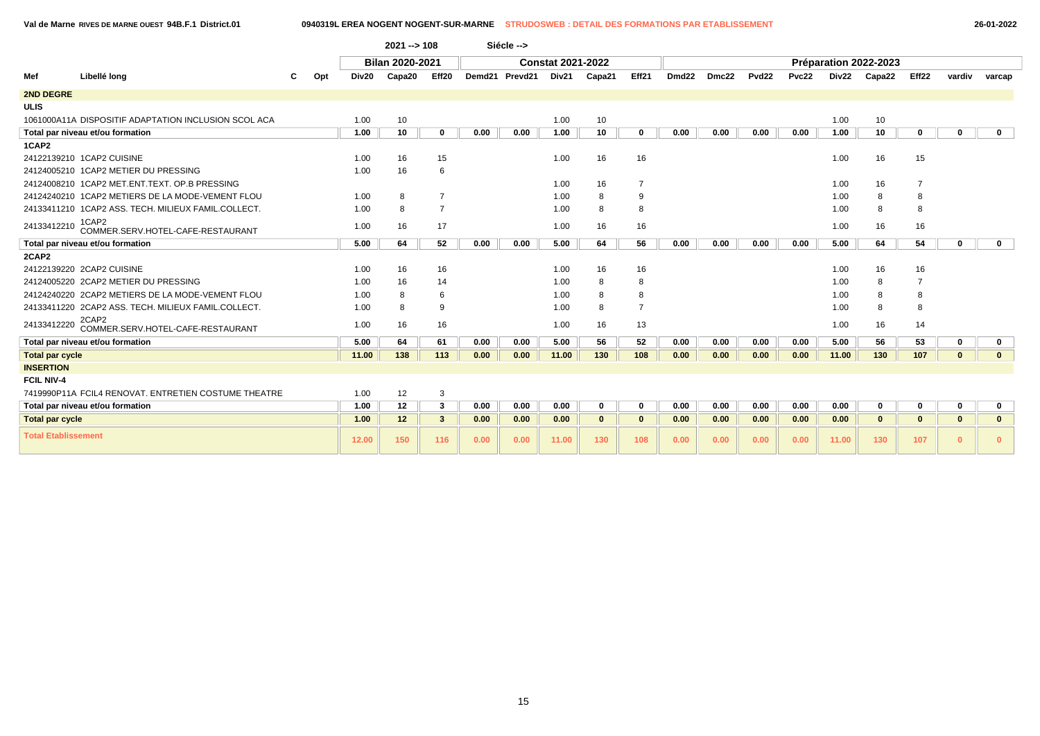Val de Marne RIVES DE MARNE OUEST 94B.F.1 District.01 — 0940319L EREA NOGENT NOGENT-SUR-MARNE — STRUDOSWEB : DETAIL DES FORMATIONS PAR ETABLISSEMENT — 26-01-2022

2021 --> 108 — Siécle -->

| Mef | Libellé long | C | Opt | Bilan 2020-2021 | | | Constat 2021-2022 | | | | | Préparation 2022-2023 | | | | | | | | |
|---|---|---|---|---|---|---|---|---|---|---|---|---|---|---|---|---|---|---|---|---|
| | | | | Div20 | Capa20 | Eff20 | Demd21 | Prevd21 | Div21 | Capa21 | Eff21 | Dmd22 | Dmc22 | Pvd22 | Pvc22 | Div22 | Capa22 | Eff22 | vardiv | varcap |
| **2ND DEGRE** | | | | | | | | | | | | | | | | | | | | |
| **ULIS** | | | | | | | | | | | | | | | | | | | | |
| 1061000A11A | DISPOSITIF ADAPTATION INCLUSION SCOL ACA | | | 1.00 | 10 | | | | 1.00 | 10 | | | | | | 1.00 | 10 | | | |
| **Total par niveau et/ou formation** | | | | **1.00** | **10** | **0** | **0.00** | **0.00** | **1.00** | **10** | **0** | **0.00** | **0.00** | **0.00** | **0.00** | **1.00** | **10** | **0** | **0** | **0** |
| **1CAP2** | | | | | | | | | | | | | | | | | | | | |
| 24122139210 | 1CAP2 CUISINE | | | 1.00 | 16 | 15 | | | 1.00 | 16 | 16 | | | | | 1.00 | 16 | 15 | | |
| 24124005210 | 1CAP2 METIER DU PRESSING | | | 1.00 | 16 | 6 | | | | | | | | | | | | | | |
| 24124008210 | 1CAP2 MET.ENT.TEXT. OP.B PRESSING | | | | | | | | 1.00 | 16 | 7 | | | | | 1.00 | 16 | 7 | | |
| 24124240210 | 1CAP2 METIERS DE LA MODE-VEMENT FLOU | | | 1.00 | 8 | 7 | | | 1.00 | 8 | 9 | | | | | 1.00 | 8 | 8 | | |
| 24133411210 | 1CAP2 ASS. TECH. MILIEUX FAMIL.COLLECT. | | | 1.00 | 8 | 7 | | | 1.00 | 8 | 8 | | | | | 1.00 | 8 | 8 | | |
| 24133412210 | 1CAP2 COMMER.SERV.HOTEL-CAFE-RESTAURANT | | | 1.00 | 16 | 17 | | | 1.00 | 16 | 16 | | | | | 1.00 | 16 | 16 | | |
| **Total par niveau et/ou formation** | | | | **5.00** | **64** | **52** | **0.00** | **0.00** | **5.00** | **64** | **56** | **0.00** | **0.00** | **0.00** | **0.00** | **5.00** | **64** | **54** | **0** | **0** |
| **2CAP2** | | | | | | | | | | | | | | | | | | | | |
| 24122139220 | 2CAP2 CUISINE | | | 1.00 | 16 | 16 | | | 1.00 | 16 | 16 | | | | | 1.00 | 16 | 16 | | |
| 24124005220 | 2CAP2 METIER DU PRESSING | | | 1.00 | 16 | 14 | | | 1.00 | 8 | 8 | | | | | 1.00 | 8 | 7 | | |
| 24124240220 | 2CAP2 METIERS DE LA MODE-VEMENT FLOU | | | 1.00 | 8 | 6 | | | 1.00 | 8 | 8 | | | | | 1.00 | 8 | 8 | | |
| 24133411220 | 2CAP2 ASS. TECH. MILIEUX FAMIL.COLLECT. | | | 1.00 | 8 | 9 | | | 1.00 | 8 | 7 | | | | | 1.00 | 8 | 8 | | |
| 24133412220 | 2CAP2 COMMER.SERV.HOTEL-CAFE-RESTAURANT | | | 1.00 | 16 | 16 | | | 1.00 | 16 | 13 | | | | | 1.00 | 16 | 14 | | |
| **Total par niveau et/ou formation** | | | | **5.00** | **64** | **61** | **0.00** | **0.00** | **5.00** | **56** | **52** | **0.00** | **0.00** | **0.00** | **0.00** | **5.00** | **56** | **53** | **0** | **0** |
| **Total par cycle** | | | | **11.00** | **138** | **113** | **0.00** | **0.00** | **11.00** | **130** | **108** | **0.00** | **0.00** | **0.00** | **0.00** | **11.00** | **130** | **107** | **0** | **0** |
| **INSERTION** | | | | | | | | | | | | | | | | | | | | |
| **FCIL NIV-4** | | | | | | | | | | | | | | | | | | | | |
| 7419990P11A | FCIL4 RENOVAT. ENTRETIEN COSTUME THEATRE | | | 1.00 | 12 | 3 | | | | | | | | | | | | | | |
| **Total par niveau et/ou formation** | | | | **1.00** | **12** | **3** | **0.00** | **0.00** | **0.00** | **0** | **0** | **0.00** | **0.00** | **0.00** | **0.00** | **0.00** | **0** | **0** | **0** | **0** |
| **Total par cycle** | | | | **1.00** | **12** | **3** | **0.00** | **0.00** | **0.00** | **0** | **0** | **0.00** | **0.00** | **0.00** | **0.00** | **0.00** | **0** | **0** | **0** | **0** |
| **Total Etablissement** | | | | **12.00** | **150** | **116** | **0.00** | **0.00** | **11.00** | **130** | **108** | **0.00** | **0.00** | **0.00** | **0.00** | **11.00** | **130** | **107** | **0** | **0** |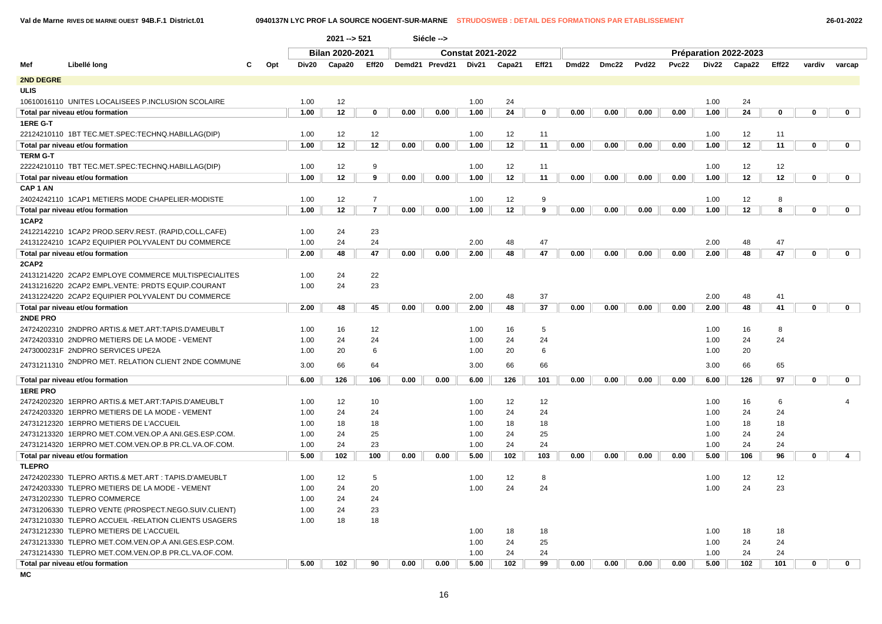Val de Marne RIVES DE MARNE OUEST 94B.F.1 District.01 — 0940137N LYC PROF LA SOURCE NOGENT-SUR-MARNE — STRUDOSWEB : DETAIL DES FORMATIONS PAR ETABLISSEMENT — 26-01-2022

2021 --> 521 Siécle -->

| Mef | Libellé long | C | Opt | Bilan 2020-2021 Div20 | Capa20 | Eff20 | Constat 2021-2022 Demd21 | Prevd21 | Div21 | Capa21 | Eff21 | Préparation 2022-2023 Dmd22 | Dmc22 | Pvd22 | Pvc22 | Div22 | Capa22 | Eff22 | vardiv | varcap |
|---|---|---|---|---|---|---|---|---|---|---|---|---|---|---|---|---|---|---|---|---|
| **2ND DEGRE** | | | | | | | | | | | | | | | | | | | | |
| **ULIS** | | | | | | | | | | | | | | | | | | | | |
| 10610016110 | UNITES LOCALISEES P.INCLUSION SCOLAIRE | | | 1.00 | 12 | | | | 1.00 | 24 | | | | | | 1.00 | 24 | | | |
| Total par niveau et/ou formation | | | | 1.00 | 12 | 0 | 0.00 | 0.00 | 1.00 | 24 | 0 | 0.00 | 0.00 | 0.00 | 0.00 | 1.00 | 24 | 0 | 0 | 0 |
| **1ERE G-T** | | | | | | | | | | | | | | | | | | | | |
| 22124210110 | 1BT TEC.MET.SPEC:TECHNQ.HABILLAG(DIP) | | | 1.00 | 12 | 12 | | | 1.00 | 12 | 11 | | | | | 1.00 | 12 | 11 | | |
| Total par niveau et/ou formation | | | | 1.00 | 12 | 12 | 0.00 | 0.00 | 1.00 | 12 | 11 | 0.00 | 0.00 | 0.00 | 0.00 | 1.00 | 12 | 11 | 0 | 0 |
| **TERM G-T** | | | | | | | | | | | | | | | | | | | | |
| 22224210110 | TBT TEC.MET.SPEC:TECHNQ.HABILLAG(DIP) | | | 1.00 | 12 | 9 | | | 1.00 | 12 | 11 | | | | | 1.00 | 12 | 12 | | |
| Total par niveau et/ou formation | | | | 1.00 | 12 | 9 | 0.00 | 0.00 | 1.00 | 12 | 11 | 0.00 | 0.00 | 0.00 | 0.00 | 1.00 | 12 | 12 | 0 | 0 |
| **CAP 1 AN** | | | | | | | | | | | | | | | | | | | | |
| 24024242110 | 1CAP1 METIERS MODE CHAPELIER-MODISTE | | | 1.00 | 12 | 7 | | | 1.00 | 12 | 9 | | | | | 1.00 | 12 | 8 | | |
| Total par niveau et/ou formation | | | | 1.00 | 12 | 7 | 0.00 | 0.00 | 1.00 | 12 | 9 | 0.00 | 0.00 | 0.00 | 0.00 | 1.00 | 12 | 8 | 0 | 0 |
| **1CAP2** | | | | | | | | | | | | | | | | | | | | |
| 24122142210 | 1CAP2 PROD.SERV.REST. (RAPID,COLL,CAFE) | | | 1.00 | 24 | 23 | | | | | | | | | | | | | | |
| 24131224210 | 1CAP2 EQUIPIER POLYVALENT DU COMMERCE | | | 1.00 | 24 | 24 | | | 2.00 | 48 | 47 | | | | | 2.00 | 48 | 47 | | |
| Total par niveau et/ou formation | | | | 2.00 | 48 | 47 | 0.00 | 0.00 | 2.00 | 48 | 47 | 0.00 | 0.00 | 0.00 | 0.00 | 2.00 | 48 | 47 | 0 | 0 |
| **2CAP2** | | | | | | | | | | | | | | | | | | | | |
| 24131214220 | 2CAP2 EMPLOYE COMMERCE MULTISPECIALITES | | | 1.00 | 24 | 22 | | | | | | | | | | | | | | |
| 24131216220 | 2CAP2 EMPL.VENTE: PRDTS EQUIP.COURANT | | | 1.00 | 24 | 23 | | | | | | | | | | | | | | |
| 24131224220 | 2CAP2 EQUIPIER POLYVALENT DU COMMERCE | | | | | | | | 2.00 | 48 | 37 | | | | | 2.00 | 48 | 41 | | |
| Total par niveau et/ou formation | | | | 2.00 | 48 | 45 | 0.00 | 0.00 | 2.00 | 48 | 37 | 0.00 | 0.00 | 0.00 | 0.00 | 2.00 | 48 | 41 | 0 | 0 |
| **2NDE PRO** | | | | | | | | | | | | | | | | | | | | |
| 24724202310 | 2NDPRO ARTIS.& MET.ART:TAPIS.D'AMEUBLT | | | 1.00 | 16 | 12 | | | 1.00 | 16 | 5 | | | | | 1.00 | 16 | 8 | | |
| 24724203310 | 2NDPRO METIERS DE LA MODE - VEMENT | | | 1.00 | 24 | 24 | | | 1.00 | 24 | 24 | | | | | 1.00 | 24 | 24 | | |
| 2473000231F | 2NDPRO SERVICES UPE2A | | | 1.00 | 20 | 6 | | | 1.00 | 20 | 6 | | | | | 1.00 | 20 | | | |
| 24731211310 | 2NDPRO MET. RELATION CLIENT 2NDE COMMUNE | | | 3.00 | 66 | 64 | | | 3.00 | 66 | 66 | | | | | 3.00 | 66 | 65 | | |
| Total par niveau et/ou formation | | | | 6.00 | 126 | 106 | 0.00 | 0.00 | 6.00 | 126 | 101 | 0.00 | 0.00 | 0.00 | 0.00 | 6.00 | 126 | 97 | 0 | 0 |
| **1ERE PRO** | | | | | | | | | | | | | | | | | | | | |
| 24724202320 | 1ERPRO ARTIS.& MET.ART:TAPIS.D'AMEUBLT | | | 1.00 | 12 | 10 | | | 1.00 | 12 | 12 | | | | | 1.00 | 16 | 6 | | 4 |
| 24724203320 | 1ERPRO METIERS DE LA MODE - VEMENT | | | 1.00 | 24 | 24 | | | 1.00 | 24 | 24 | | | | | 1.00 | 24 | 24 | | |
| 24731212320 | 1ERPRO METIERS DE L'ACCUEIL | | | 1.00 | 18 | 18 | | | 1.00 | 18 | 18 | | | | | 1.00 | 18 | 18 | | |
| 24731213320 | 1ERPRO MET.COM.VEN.OP.A ANI.GES.ESP.COM. | | | 1.00 | 24 | 25 | | | 1.00 | 24 | 25 | | | | | 1.00 | 24 | 24 | | |
| 24731214320 | 1ERPRO MET.COM.VEN.OP.B PR.CL.VA.OF.COM. | | | 1.00 | 24 | 23 | | | 1.00 | 24 | 24 | | | | | 1.00 | 24 | 24 | | |
| Total par niveau et/ou formation | | | | 5.00 | 102 | 100 | 0.00 | 0.00 | 5.00 | 102 | 103 | 0.00 | 0.00 | 0.00 | 0.00 | 5.00 | 106 | 96 | 0 | 4 |
| **TLEPRO** | | | | | | | | | | | | | | | | | | | | |
| 24724202330 | TLEPRO ARTIS.& MET.ART : TAPIS.D'AMEUBLT | | | 1.00 | 12 | 5 | | | 1.00 | 12 | 8 | | | | | 1.00 | 12 | 12 | | |
| 24724203330 | TLEPRO METIERS DE LA MODE - VEMENT | | | 1.00 | 24 | 20 | | | 1.00 | 24 | 24 | | | | | 1.00 | 24 | 23 | | |
| 24731202330 | TLEPRO COMMERCE | | | 1.00 | 24 | 24 | | | | | | | | | | | | | | |
| 24731206330 | TLEPRO VENTE (PROSPECT.NEGO.SUIV.CLIENT) | | | 1.00 | 24 | 23 | | | | | | | | | | | | | | |
| 24731210330 | TLEPRO ACCUEIL -RELATION CLIENTS USAGERS | | | 1.00 | 18 | 18 | | | | | | | | | | | | | | |
| 24731212330 | TLEPRO METIERS DE L'ACCUEIL | | | | | | | | 1.00 | 18 | 18 | | | | | 1.00 | 18 | 18 | | |
| 24731213330 | TLEPRO MET.COM.VEN.OP.A ANI.GES.ESP.COM. | | | | | | | | 1.00 | 24 | 25 | | | | | 1.00 | 24 | 24 | | |
| 24731214330 | TLEPRO MET.COM.VEN.OP.B PR.CL.VA.OF.COM. | | | | | | | | 1.00 | 24 | 24 | | | | | 1.00 | 24 | 24 | | |
| Total par niveau et/ou formation | | | | 5.00 | 102 | 90 | 0.00 | 0.00 | 5.00 | 102 | 99 | 0.00 | 0.00 | 0.00 | 0.00 | 5.00 | 102 | 101 | 0 | 0 |
| **MC** | | | | | | | | | | | | | | | | | | | | |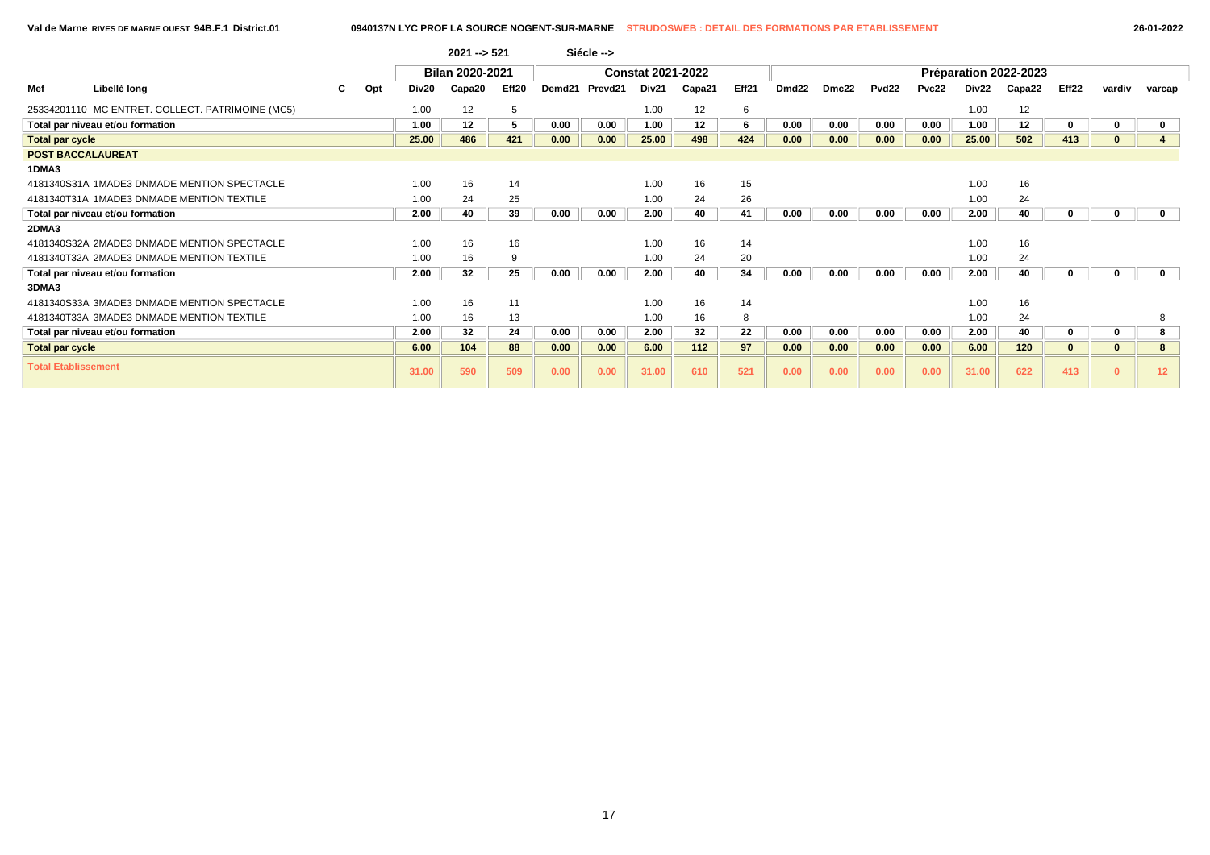Val de Marne RIVES DE MARNE OUEST 94B.F.1 District.01 — 0940137N LYC PROF LA SOURCE NOGENT-SUR-MARNE — STRUDOSWEB : DETAIL DES FORMATIONS PAR ETABLISSEMENT — 26-01-2022

| | | | | 2021 --> 521 | | | Siécle --> | | | | | | | | | | | | | |
|---|---|---|---|---|---|---|---|---|---|---|---|---|---|---|---|---|---|---|---|---|
| | | | | Bilan 2020-2021 | | | Constat 2021-2022 | | | | | Préparation 2022-2023 | | | | | | | | |
| Mef | Libellé long | C | Opt | Div20 | Capa20 | Eff20 | Demd21 | Prevd21 | Div21 | Capa21 | Eff21 | Dmd22 | Dmc22 | Pvd22 | Pvc22 | Div22 | Capa22 | Eff22 | vardiv | varcap |
| 25334201110 | MC ENTRET. COLLECT. PATRIMOINE (MC5) | | | 1.00 | 12 | 5 | | | 1.00 | 12 | 6 | | | | | 1.00 | 12 | | | |
| **Total par niveau et/ou formation** | | | | **1.00** | **12** | **5** | **0.00** | **0.00** | **1.00** | **12** | **6** | **0.00** | **0.00** | **0.00** | **0.00** | **1.00** | **12** | **0** | **0** | **0** |
| **Total par cycle** | | | | **25.00** | **486** | **421** | **0.00** | **0.00** | **25.00** | **498** | **424** | **0.00** | **0.00** | **0.00** | **0.00** | **25.00** | **502** | **413** | **0** | **4** |
| **POST BACCALAUREAT** | | | | | | | | | | | | | | | | | | | | |
| **1DMA3** | | | | | | | | | | | | | | | | | | | | |
| 4181340S31A | 1MADE3 DNMADE MENTION SPECTACLE | | | 1.00 | 16 | 14 | | | 1.00 | 16 | 15 | | | | | 1.00 | 16 | | | |
| 4181340T31A | 1MADE3 DNMADE MENTION TEXTILE | | | 1.00 | 24 | 25 | | | 1.00 | 24 | 26 | | | | | 1.00 | 24 | | | |
| **Total par niveau et/ou formation** | | | | **2.00** | **40** | **39** | **0.00** | **0.00** | **2.00** | **40** | **41** | **0.00** | **0.00** | **0.00** | **0.00** | **2.00** | **40** | **0** | **0** | **0** |
| **2DMA3** | | | | | | | | | | | | | | | | | | | | |
| 4181340S32A | 2MADE3 DNMADE MENTION SPECTACLE | | | 1.00 | 16 | 16 | | | 1.00 | 16 | 14 | | | | | 1.00 | 16 | | | |
| 4181340T32A | 2MADE3 DNMADE MENTION TEXTILE | | | 1.00 | 16 | 9 | | | 1.00 | 24 | 20 | | | | | 1.00 | 24 | | | |
| **Total par niveau et/ou formation** | | | | **2.00** | **32** | **25** | **0.00** | **0.00** | **2.00** | **40** | **34** | **0.00** | **0.00** | **0.00** | **0.00** | **2.00** | **40** | **0** | **0** | **0** |
| **3DMA3** | | | | | | | | | | | | | | | | | | | | |
| 4181340S33A | 3MADE3 DNMADE MENTION SPECTACLE | | | 1.00 | 16 | 11 | | | 1.00 | 16 | 14 | | | | | 1.00 | 16 | | | |
| 4181340T33A | 3MADE3 DNMADE MENTION TEXTILE | | | 1.00 | 16 | 13 | | | 1.00 | 16 | 8 | | | | | 1.00 | 24 | | | 8 |
| **Total par niveau et/ou formation** | | | | **2.00** | **32** | **24** | **0.00** | **0.00** | **2.00** | **32** | **22** | **0.00** | **0.00** | **0.00** | **0.00** | **2.00** | **40** | **0** | **0** | **8** |
| **Total par cycle** | | | | **6.00** | **104** | **88** | **0.00** | **0.00** | **6.00** | **112** | **97** | **0.00** | **0.00** | **0.00** | **0.00** | **6.00** | **120** | **0** | **0** | **8** |
| **Total Etablissement** | | | | **31.00** | **590** | **509** | **0.00** | **0.00** | **31.00** | **610** | **521** | **0.00** | **0.00** | **0.00** | **0.00** | **31.00** | **622** | **413** | **0** | **12** |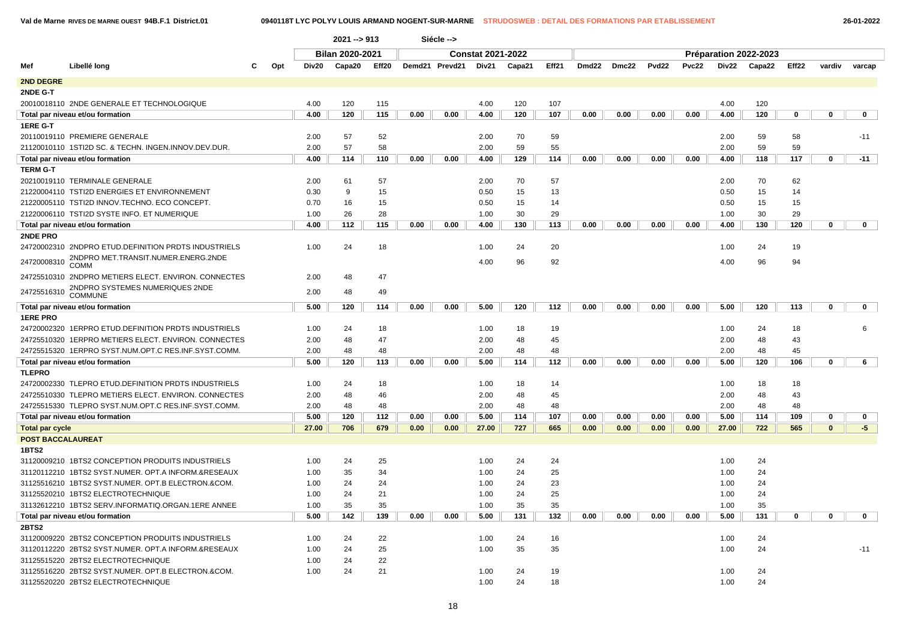Val de Marne RIVES DE MARNE OUEST 94B.F.1 District.01 — 0940118T LYC POLYV LOUIS ARMAND NOGENT-SUR-MARNE — STRUDOSWEB : DETAIL DES FORMATIONS PAR ETABLISSEMENT — 26-01-2022

| | | | | 2021 --> 913 | | | Siécle --> | | | | | | | | | | | | | | |
|---|---|---|---|---|---|---|---|---|---|---|---|---|---|---|---|---|---|---|---|---|---|
| | | | | Bilan 2020-2021 | | | Constat 2021-2022 | | | | | Préparation 2022-2023 | | | | | | | | | |
| Mef | Libellé long | C | Opt | Div20 | Capa20 | Eff20 | Demd21 | Prevd21 | Div21 | Capa21 | Eff21 | Dmd22 | Dmc22 | Pvd22 | Pvc22 | Div22 | Capa22 | Eff22 | vardiv | varcap |
| **2ND DEGRE** | | | | | | | | | | | | | | | | | | | | |
| **2NDE G-T** | | | | | | | | | | | | | | | | | | | | |
| 20010018110 | 2NDE GENERALE ET TECHNOLOGIQUE | | | 4.00 | 120 | 115 | | | 4.00 | 120 | 107 | | | | | 4.00 | 120 | | | |
| Total par niveau et/ou formation | | | | 4.00 | 120 | 115 | 0.00 | 0.00 | 4.00 | 120 | 107 | 0.00 | 0.00 | 0.00 | 0.00 | 4.00 | 120 | 0 | 0 | 0 |
| **1ERE G-T** | | | | | | | | | | | | | | | | | | | | |
| 20110019110 | PREMIERE GENERALE | | | 2.00 | 57 | 52 | | | 2.00 | 70 | 59 | | | | | 2.00 | 59 | 58 | | -11 |
| 21120010110 | 1STI2D SC. & TECHN. INGEN.INNOV.DEV.DUR. | | | 2.00 | 57 | 58 | | | 2.00 | 59 | 55 | | | | | 2.00 | 59 | 59 | | |
| Total par niveau et/ou formation | | | | 4.00 | 114 | 110 | 0.00 | 0.00 | 4.00 | 129 | 114 | 0.00 | 0.00 | 0.00 | 0.00 | 4.00 | 118 | 117 | 0 | -11 |
| **TERM G-T** | | | | | | | | | | | | | | | | | | | | |
| 20210019110 | TERMINALE GENERALE | | | 2.00 | 61 | 57 | | | 2.00 | 70 | 57 | | | | | 2.00 | 70 | 62 | | |
| 21220004110 | TSTI2D ENERGIES ET ENVIRONNEMENT | | | 0.30 | 9 | 15 | | | 0.50 | 15 | 13 | | | | | 0.50 | 15 | 14 | | |
| 21220005110 | TSTI2D INNOV.TECHNO. ECO CONCEPT. | | | 0.70 | 16 | 15 | | | 0.50 | 15 | 14 | | | | | 0.50 | 15 | 15 | | |
| 21220006110 | TSTI2D SYSTE INFO. ET NUMERIQUE | | | 1.00 | 26 | 28 | | | 1.00 | 30 | 29 | | | | | 1.00 | 30 | 29 | | |
| Total par niveau et/ou formation | | | | 4.00 | 112 | 115 | 0.00 | 0.00 | 4.00 | 130 | 113 | 0.00 | 0.00 | 0.00 | 0.00 | 4.00 | 130 | 120 | 0 | 0 |
| **2NDE PRO** | | | | | | | | | | | | | | | | | | | | |
| 24720002310 | 2NDPRO ETUD.DEFINITION PRDTS INDUSTRIELS | | | 1.00 | 24 | 18 | | | 1.00 | 24 | 20 | | | | | 1.00 | 24 | 19 | | |
| 24720008310 | 2NDPRO MET.TRANSIT.NUMER.ENERG.2NDE COMM | | | | | | | | 4.00 | 96 | 92 | | | | | 4.00 | 96 | 94 | | |
| 24725510310 | 2NDPRO METIERS ELECT. ENVIRON. CONNECTES | | | 2.00 | 48 | 47 | | | | | | | | | | | | | | |
| 24725516310 | 2NDPRO SYSTEMES NUMERIQUES 2NDE COMMUNE | | | 2.00 | 48 | 49 | | | | | | | | | | | | | | |
| Total par niveau et/ou formation | | | | 5.00 | 120 | 114 | 0.00 | 0.00 | 5.00 | 120 | 112 | 0.00 | 0.00 | 0.00 | 0.00 | 5.00 | 120 | 113 | 0 | 0 |
| **1ERE PRO** | | | | | | | | | | | | | | | | | | | | |
| 24720002320 | 1ERPRO ETUD.DEFINITION PRDTS INDUSTRIELS | | | 1.00 | 24 | 18 | | | 1.00 | 18 | 19 | | | | | 1.00 | 24 | 18 | | 6 |
| 24725510320 | 1ERPRO METIERS ELECT. ENVIRON. CONNECTES | | | 2.00 | 48 | 47 | | | 2.00 | 48 | 45 | | | | | 2.00 | 48 | 43 | | |
| 24725515320 | 1ERPRO SYST.NUM.OPT.C RES.INF.SYST.COMM. | | | 2.00 | 48 | 48 | | | 2.00 | 48 | 48 | | | | | 2.00 | 48 | 45 | | |
| Total par niveau et/ou formation | | | | 5.00 | 120 | 113 | 0.00 | 0.00 | 5.00 | 114 | 112 | 0.00 | 0.00 | 0.00 | 0.00 | 5.00 | 120 | 106 | 0 | 6 |
| **TLEPRO** | | | | | | | | | | | | | | | | | | | | |
| 24720002330 | TLEPRO ETUD.DEFINITION PRDTS INDUSTRIELS | | | 1.00 | 24 | 18 | | | 1.00 | 18 | 14 | | | | | 1.00 | 18 | 18 | | |
| 24725510330 | TLEPRO METIERS ELECT. ENVIRON. CONNECTES | | | 2.00 | 48 | 46 | | | 2.00 | 48 | 45 | | | | | 2.00 | 48 | 43 | | |
| 24725515330 | TLEPRO SYST.NUM.OPT.C RES.INF.SYST.COMM. | | | 2.00 | 48 | 48 | | | 2.00 | 48 | 48 | | | | | 2.00 | 48 | 48 | | |
| Total par niveau et/ou formation | | | | 5.00 | 120 | 112 | 0.00 | 0.00 | 5.00 | 114 | 107 | 0.00 | 0.00 | 0.00 | 0.00 | 5.00 | 114 | 109 | 0 | 0 |
| **Total par cycle** | | | | 27.00 | 706 | 679 | 0.00 | 0.00 | 27.00 | 727 | 665 | 0.00 | 0.00 | 0.00 | 0.00 | 27.00 | 722 | 565 | 0 | -5 |
| **POST BACCALAUREAT** | | | | | | | | | | | | | | | | | | | | |
| **1BTS2** | | | | | | | | | | | | | | | | | | | | |
| 31120009210 | 1BTS2 CONCEPTION PRODUITS INDUSTRIELS | | | 1.00 | 24 | 25 | | | 1.00 | 24 | 24 | | | | | 1.00 | 24 | | | |
| 31120112210 | 1BTS2 SYST.NUMER. OPT.A INFORM.&RESEAUX | | | 1.00 | 35 | 34 | | | 1.00 | 24 | 25 | | | | | 1.00 | 24 | | | |
| 31125516210 | 1BTS2 SYST.NUMER. OPT.B ELECTRON.&COM. | | | 1.00 | 24 | 24 | | | 1.00 | 24 | 23 | | | | | 1.00 | 24 | | | |
| 31125520210 | 1BTS2 ELECTROTECHNIQUE | | | 1.00 | 24 | 21 | | | 1.00 | 24 | 25 | | | | | 1.00 | 24 | | | |
| 31132612210 | 1BTS2 SERV.INFORMATIQ.ORGAN.1ERE ANNEE | | | 1.00 | 35 | 35 | | | 1.00 | 35 | 35 | | | | | 1.00 | 35 | | | |
| Total par niveau et/ou formation | | | | 5.00 | 142 | 139 | 0.00 | 0.00 | 5.00 | 131 | 132 | 0.00 | 0.00 | 0.00 | 0.00 | 5.00 | 131 | 0 | 0 | 0 |
| **2BTS2** | | | | | | | | | | | | | | | | | | | | |
| 31120009220 | 2BTS2 CONCEPTION PRODUITS INDUSTRIELS | | | 1.00 | 24 | 22 | | | 1.00 | 24 | 16 | | | | | 1.00 | 24 | | | |
| 31120112220 | 2BTS2 SYST.NUMER. OPT.A INFORM.&RESEAUX | | | 1.00 | 24 | 25 | | | 1.00 | 35 | 35 | | | | | 1.00 | 24 | | | -11 |
| 31125515220 | 2BTS2 ELECTROTECHNIQUE | | | 1.00 | 24 | 22 | | | | | | | | | | | | | | |
| 31125516220 | 2BTS2 SYST.NUMER. OPT.B ELECTRON.&COM. | | | 1.00 | 24 | 21 | | | 1.00 | 24 | 19 | | | | | 1.00 | 24 | | | |
| 31125520220 | 2BTS2 ELECTROTECHNIQUE | | | | | | | | 1.00 | 24 | 18 | | | | | 1.00 | 24 | | | |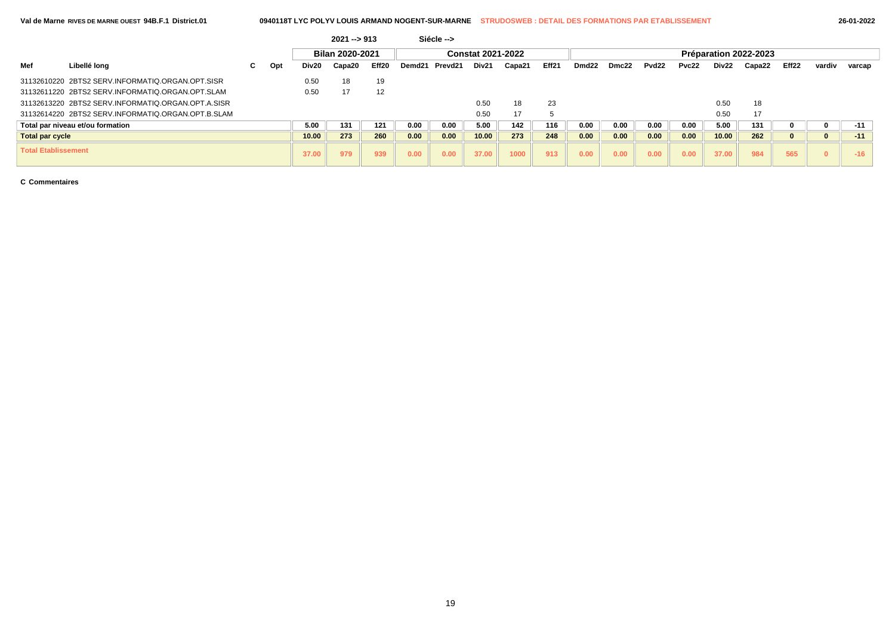Val de Marne RIVES DE MARNE OUEST 94B.F.1 District.01 — 0940118T LYC POLYV LOUIS ARMAND NOGENT-SUR-MARNE — STRUDOSWEB : DETAIL DES FORMATIONS PAR ETABLISSEMENT — 26-01-2022

2021 --> 913 Siécle -->

| Mef | Libellé long | C | Opt | Bilan 2020-2021 | | | Constat 2021-2022 | | | | | Préparation 2022-2023 | | | | | | | | |
|---|---|---|---|---|---|---|---|---|---|---|---|---|---|---|---|---|---|---|---|---|
| | | | | Div20 | Capa20 | Eff20 | Demd21 | Prevd21 | Div21 | Capa21 | Eff21 | Dmd22 | Dmc22 | Pvd22 | Pvc22 | Div22 | Capa22 | Eff22 | vardiv | varcap |
| 31132610220 | 2BTS2 SERV.INFORMATIQ.ORGAN.OPT.SISR | | | 0.50 | 18 | 19 | | | | | | | | | | | | | | |
| 31132611220 | 2BTS2 SERV.INFORMATIQ.ORGAN.OPT.SLAM | | | 0.50 | 17 | 12 | | | | | | | | | | | | | | |
| 31132613220 | 2BTS2 SERV.INFORMATIQ.ORGAN.OPT.A.SISR | | | | | | | | 0.50 | 18 | 23 | | | | | 0.50 | 18 | | | |
| 31132614220 | 2BTS2 SERV.INFORMATIQ.ORGAN.OPT.B.SLAM | | | | | | | | 0.50 | 17 | 5 | | | | | 0.50 | 17 | | | |
| **Total par niveau et/ou formation** | | | | 5.00 | 131 | 121 | 0.00 | 0.00 | 5.00 | 142 | 116 | 0.00 | 0.00 | 0.00 | 0.00 | 5.00 | 131 | 0 | 0 | -11 |
| **Total par cycle** | | | | 10.00 | 273 | 260 | 0.00 | 0.00 | 10.00 | 273 | 248 | 0.00 | 0.00 | 0.00 | 0.00 | 10.00 | 262 | 0 | 0 | -11 |
| **Total Etablissement** | | | | 37.00 | 979 | 939 | 0.00 | 0.00 | 37.00 | 1000 | 913 | 0.00 | 0.00 | 0.00 | 0.00 | 37.00 | 984 | 565 | 0 | -16 |

**C Commentaires**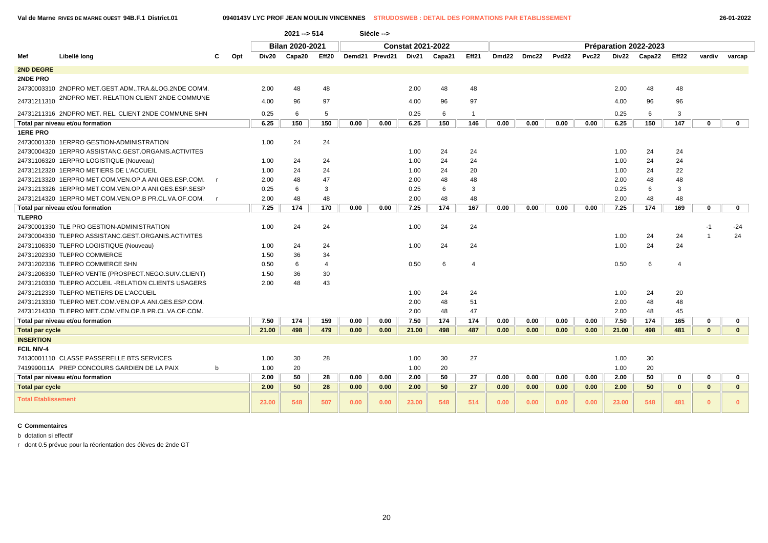Val de Marne RIVES DE MARNE OUEST 94B.F.1 District.01 — 0940143V LYC PROF JEAN MOULIN VINCENNES — STRUDOSWEB : DETAIL DES FORMATIONS PAR ETABLISSEMENT — 26-01-2022

2021 --> 514 Siécle -->

| Mef | Libellé long | C | Opt | Bilan 2020-2021 | | | Constat 2021-2022 | | | | | Préparation 2022-2023 | | | | | | | | |
|---|---|---|---|---|---|---|---|---|---|---|---|---|---|---|---|---|---|---|---|---|
| | | | | Div20 | Capa20 | Eff20 | Demd21 | Prevd21 | Div21 | Capa21 | Eff21 | Dmd22 | Dmc22 | Pvd22 | Pvc22 | Div22 | Capa22 | Eff22 | vardiv | varcap |
| **2ND DEGRE** | | | | | | | | | | | | | | | | | | | | |
| **2NDE PRO** | | | | | | | | | | | | | | | | | | | | |
| 24730003310 | 2NDPRO MET.GEST.ADM.,TRA.&LOG.2NDE COMM. | | | 2.00 | 48 | 48 | | | 2.00 | 48 | 48 | | | | | 2.00 | 48 | 48 | | |
| 24731211310 | 2NDPRO MET. RELATION CLIENT 2NDE COMMUNE | | | 4.00 | 96 | 97 | | | 4.00 | 96 | 97 | | | | | 4.00 | 96 | 96 | | |
| 24731211316 | 2NDPRO MET. REL. CLIENT 2NDE COMMUNE SHN | | | 0.25 | 6 | 5 | | | 0.25 | 6 | 1 | | | | | 0.25 | 6 | 3 | | |
| **Total par niveau et/ou formation** | | | | **6.25** | **150** | **150** | **0.00** | **0.00** | **6.25** | **150** | **146** | **0.00** | **0.00** | **0.00** | **0.00** | **6.25** | **150** | **147** | **0** | **0** |
| **1ERE PRO** | | | | | | | | | | | | | | | | | | | | |
| 24730001320 | 1ERPRO GESTION-ADMINISTRATION | | | 1.00 | 24 | 24 | | | | | | | | | | | | | | |
| 24730004320 | 1ERPRO ASSISTANC.GEST.ORGANIS.ACTIVITES | | | | | | | | 1.00 | 24 | 24 | | | | | 1.00 | 24 | 24 | | |
| 24731106320 | 1ERPRO LOGISTIQUE (Nouveau) | | | 1.00 | 24 | 24 | | | 1.00 | 24 | 24 | | | | | 1.00 | 24 | 24 | | |
| 24731212320 | 1ERPRO METIERS DE L'ACCUEIL | | | 1.00 | 24 | 24 | | | 1.00 | 24 | 20 | | | | | 1.00 | 24 | 22 | | |
| 24731213320 | 1ERPRO MET.COM.VEN.OP.A ANI.GES.ESP.COM. | r | | 2.00 | 48 | 47 | | | 2.00 | 48 | 48 | | | | | 2.00 | 48 | 48 | | |
| 24731213326 | 1ERPRO MET.COM.VEN.OP.A ANI.GES.ESP.SESP | | | 0.25 | 6 | 3 | | | 0.25 | 6 | 3 | | | | | 0.25 | 6 | 3 | | |
| 24731214320 | 1ERPRO MET.COM.VEN.OP.B PR.CL.VA.OF.COM. | r | | 2.00 | 48 | 48 | | | 2.00 | 48 | 48 | | | | | 2.00 | 48 | 48 | | |
| **Total par niveau et/ou formation** | | | | **7.25** | **174** | **170** | **0.00** | **0.00** | **7.25** | **174** | **167** | **0.00** | **0.00** | **0.00** | **0.00** | **7.25** | **174** | **169** | **0** | **0** |
| **TLEPRO** | | | | | | | | | | | | | | | | | | | | |
| 24730001330 | TLE PRO GESTION-ADMINISTRATION | | | 1.00 | 24 | 24 | | | 1.00 | 24 | 24 | | | | | | | | -1 | -24 |
| 24730004330 | TLEPRO ASSISTANC.GEST.ORGANIS.ACTIVITES | | | | | | | | | | | | | | | 1.00 | 24 | 24 | 1 | 24 |
| 24731106330 | TLEPRO LOGISTIQUE (Nouveau) | | | 1.00 | 24 | 24 | | | 1.00 | 24 | 24 | | | | | 1.00 | 24 | 24 | | |
| 24731202330 | TLEPRO COMMERCE | | | 1.50 | 36 | 34 | | | | | | | | | | | | | | |
| 24731202336 | TLEPRO COMMERCE SHN | | | 0.50 | 6 | 4 | | | 0.50 | 6 | 4 | | | | | 0.50 | 6 | 4 | | |
| 24731206330 | TLEPRO VENTE (PROSPECT.NEGO.SUIV.CLIENT) | | | 1.50 | 36 | 30 | | | | | | | | | | | | | | |
| 24731210330 | TLEPRO ACCUEIL -RELATION CLIENTS USAGERS | | | 2.00 | 48 | 43 | | | | | | | | | | | | | | |
| 24731212330 | TLEPRO METIERS DE L'ACCUEIL | | | | | | | | 1.00 | 24 | 24 | | | | | 1.00 | 24 | 20 | | |
| 24731213330 | TLEPRO MET.COM.VEN.OP.A ANI.GES.ESP.COM. | | | | | | | | 2.00 | 48 | 51 | | | | | 2.00 | 48 | 48 | | |
| 24731214330 | TLEPRO MET.COM.VEN.OP.B PR.CL.VA.OF.COM. | | | | | | | | 2.00 | 48 | 47 | | | | | 2.00 | 48 | 45 | | |
| **Total par niveau et/ou formation** | | | | **7.50** | **174** | **159** | **0.00** | **0.00** | **7.50** | **174** | **174** | **0.00** | **0.00** | **0.00** | **0.00** | **7.50** | **174** | **165** | **0** | **0** |
| **Total par cycle** | | | | **21.00** | **498** | **479** | **0.00** | **0.00** | **21.00** | **498** | **487** | **0.00** | **0.00** | **0.00** | **0.00** | **21.00** | **498** | **481** | **0** | **0** |
| **INSERTION** | | | | | | | | | | | | | | | | | | | | |
| **FCIL NIV-4** | | | | | | | | | | | | | | | | | | | | |
| 74130001110 | CLASSE PASSERELLE BTS SERVICES | | | 1.00 | 30 | 28 | | | 1.00 | 30 | 27 | | | | | 1.00 | 30 | | | |
| 7419990I11A | PREP CONCOURS GARDIEN DE LA PAIX | b | | 1.00 | 20 | | | | 1.00 | 20 | | | | | | 1.00 | 20 | | | |
| **Total par niveau et/ou formation** | | | | **2.00** | **50** | **28** | **0.00** | **0.00** | **2.00** | **50** | **27** | **0.00** | **0.00** | **0.00** | **0.00** | **2.00** | **50** | **0** | **0** | **0** |
| **Total par cycle** | | | | **2.00** | **50** | **28** | **0.00** | **0.00** | **2.00** | **50** | **27** | **0.00** | **0.00** | **0.00** | **0.00** | **2.00** | **50** | **0** | **0** | **0** |
| **Total Etablissement** | | | | **23.00** | **548** | **507** | **0.00** | **0.00** | **23.00** | **548** | **514** | **0.00** | **0.00** | **0.00** | **0.00** | **23.00** | **548** | **481** | **0** | **0** |

**C Commentaires**

b dotation si effectif

r dont 0.5 prévue pour la réorientation des élèves de 2nde GT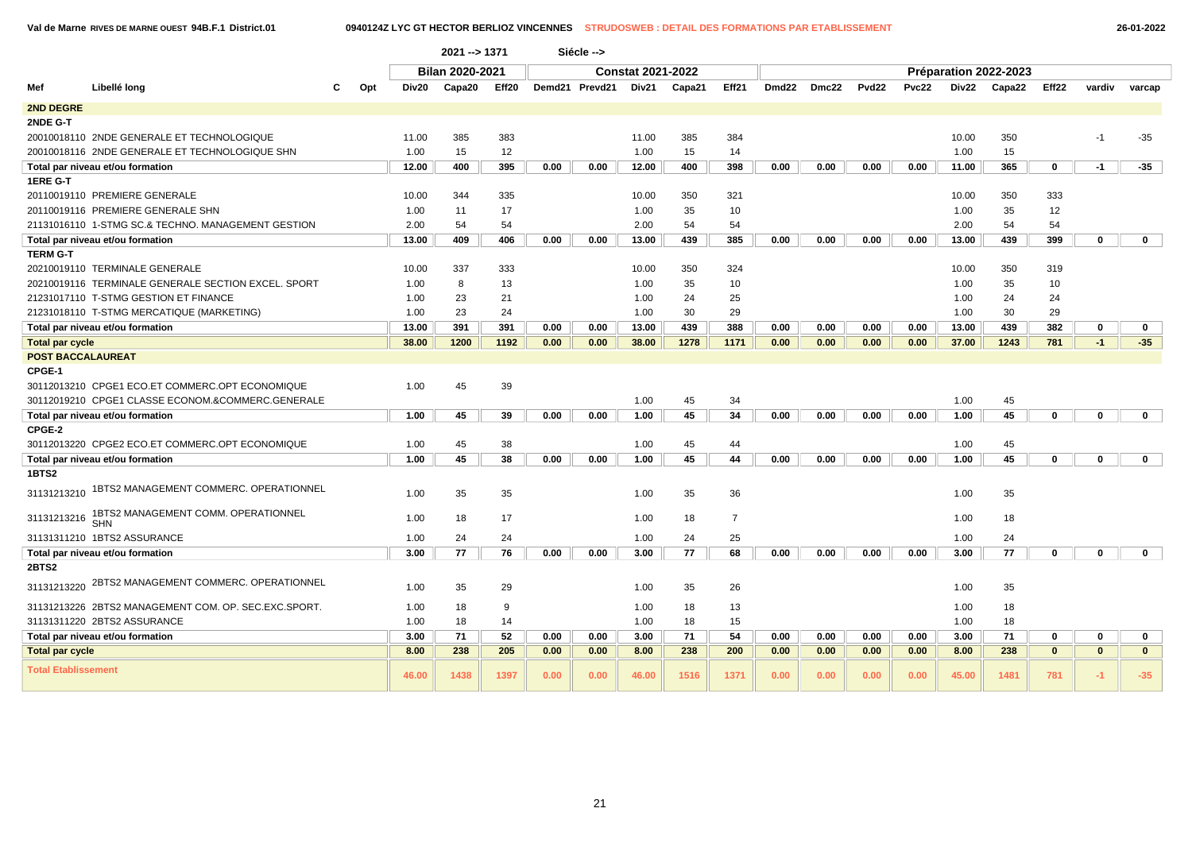Val de Marne RIVES DE MARNE OUEST 94B.F.1 District.01 — 0940124Z LYC GT HECTOR BERLIOZ VINCENNES — STRUDOSWEB : DETAIL DES FORMATIONS PAR ETABLISSEMENT — 26-01-2022

2021 --> 1371 — Siécle -->

| Mef | Libellé long | C | Opt | Bilan 2020-2021 | | | Constat 2021-2022 | | | | | Préparation 2022-2023 | | | | | | | | |
|---|---|---|---|---|---|---|---|---|---|---|---|---|---|---|---|---|---|---|---|---|
| | | | | Div20 | Capa20 | Eff20 | Demd21 | Prevd21 | Div21 | Capa21 | Eff21 | Dmd22 | Dmc22 | Pvd22 | Pvc22 | Div22 | Capa22 | Eff22 | vardiv | varcap |
| **2ND DEGRE** | | | | | | | | | | | | | | | | | | | | |
| **2NDE G-T** | | | | | | | | | | | | | | | | | | | | |
| 20010018110 | 2NDE GENERALE ET TECHNOLOGIQUE | | | 11.00 | 385 | 383 | | | 11.00 | 385 | 384 | | | | | 10.00 | 350 | | -1 | -35 |
| 20010018116 | 2NDE GENERALE ET TECHNOLOGIQUE SHN | | | 1.00 | 15 | 12 | | | 1.00 | 15 | 14 | | | | | 1.00 | 15 | | | |
| **Total par niveau et/ou formation** | | | | **12.00** | **400** | **395** | **0.00** | **0.00** | **12.00** | **400** | **398** | **0.00** | **0.00** | **0.00** | **0.00** | **11.00** | **365** | **0** | **-1** | **-35** |
| **1ERE G-T** | | | | | | | | | | | | | | | | | | | | |
| 20110019110 | PREMIERE GENERALE | | | 10.00 | 344 | 335 | | | 10.00 | 350 | 321 | | | | | 10.00 | 350 | 333 | | |
| 20110019116 | PREMIERE GENERALE SHN | | | 1.00 | 11 | 17 | | | 1.00 | 35 | 10 | | | | | 1.00 | 35 | 12 | | |
| 21131016110 | 1-STMG SC.& TECHNO. MANAGEMENT GESTION | | | 2.00 | 54 | 54 | | | 2.00 | 54 | 54 | | | | | 2.00 | 54 | 54 | | |
| **Total par niveau et/ou formation** | | | | **13.00** | **409** | **406** | **0.00** | **0.00** | **13.00** | **439** | **385** | **0.00** | **0.00** | **0.00** | **0.00** | **13.00** | **439** | **399** | **0** | **0** |
| **TERM G-T** | | | | | | | | | | | | | | | | | | | | |
| 20210019110 | TERMINALE GENERALE | | | 10.00 | 337 | 333 | | | 10.00 | 350 | 324 | | | | | 10.00 | 350 | 319 | | |
| 20210019116 | TERMINALE GENERALE SECTION EXCEL. SPORT | | | 1.00 | 8 | 13 | | | 1.00 | 35 | 10 | | | | | 1.00 | 35 | 10 | | |
| 21231017110 | T-STMG GESTION ET FINANCE | | | 1.00 | 23 | 21 | | | 1.00 | 24 | 25 | | | | | 1.00 | 24 | 24 | | |
| 21231018110 | T-STMG MERCATIQUE (MARKETING) | | | 1.00 | 23 | 24 | | | 1.00 | 30 | 29 | | | | | 1.00 | 30 | 29 | | |
| **Total par niveau et/ou formation** | | | | **13.00** | **391** | **391** | **0.00** | **0.00** | **13.00** | **439** | **388** | **0.00** | **0.00** | **0.00** | **0.00** | **13.00** | **439** | **382** | **0** | **0** |
| **Total par cycle** | | | | **38.00** | **1200** | **1192** | **0.00** | **0.00** | **38.00** | **1278** | **1171** | **0.00** | **0.00** | **0.00** | **0.00** | **37.00** | **1243** | **781** | **-1** | **-35** |
| **POST BACCALAUREAT** | | | | | | | | | | | | | | | | | | | | |
| **CPGE-1** | | | | | | | | | | | | | | | | | | | | |
| 30112013210 | CPGE1 ECO.ET COMMERC.OPT ECONOMIQUE | | | 1.00 | 45 | 39 | | | | | | | | | | | | | | |
| 30112019210 | CPGE1 CLASSE ECONOM.&COMMERC.GENERALE | | | | | | | | 1.00 | 45 | 34 | | | | | 1.00 | 45 | | | |
| **Total par niveau et/ou formation** | | | | **1.00** | **45** | **39** | **0.00** | **0.00** | **1.00** | **45** | **34** | **0.00** | **0.00** | **0.00** | **0.00** | **1.00** | **45** | **0** | **0** | **0** |
| **CPGE-2** | | | | | | | | | | | | | | | | | | | | |
| 30112013220 | CPGE2 ECO.ET COMMERC.OPT ECONOMIQUE | | | 1.00 | 45 | 38 | | | 1.00 | 45 | 44 | | | | | 1.00 | 45 | | | |
| **Total par niveau et/ou formation** | | | | **1.00** | **45** | **38** | **0.00** | **0.00** | **1.00** | **45** | **44** | **0.00** | **0.00** | **0.00** | **0.00** | **1.00** | **45** | **0** | **0** | **0** |
| **1BTS2** | | | | | | | | | | | | | | | | | | | | |
| 31131213210 | 1BTS2 MANAGEMENT COMMERC. OPERATIONNEL | | | 1.00 | 35 | 35 | | | 1.00 | 35 | 36 | | | | | 1.00 | 35 | | | |
| 31131213216 | 1BTS2 MANAGEMENT COMM. OPERATIONNEL SHN | | | 1.00 | 18 | 17 | | | 1.00 | 18 | 7 | | | | | 1.00 | 18 | | | |
| 31131311210 | 1BTS2 ASSURANCE | | | 1.00 | 24 | 24 | | | 1.00 | 24 | 25 | | | | | 1.00 | 24 | | | |
| **Total par niveau et/ou formation** | | | | **3.00** | **77** | **76** | **0.00** | **0.00** | **3.00** | **77** | **68** | **0.00** | **0.00** | **0.00** | **0.00** | **3.00** | **77** | **0** | **0** | **0** |
| **2BTS2** | | | | | | | | | | | | | | | | | | | | |
| 31131213220 | 2BTS2 MANAGEMENT COMMERC. OPERATIONNEL | | | 1.00 | 35 | 29 | | | 1.00 | 35 | 26 | | | | | 1.00 | 35 | | | |
| 31131213226 | 2BTS2 MANAGEMENT COM. OP. SEC.EXC.SPORT. | | | 1.00 | 18 | 9 | | | 1.00 | 18 | 13 | | | | | 1.00 | 18 | | | |
| 31131311220 | 2BTS2 ASSURANCE | | | 1.00 | 18 | 14 | | | 1.00 | 18 | 15 | | | | | 1.00 | 18 | | | |
| **Total par niveau et/ou formation** | | | | **3.00** | **71** | **52** | **0.00** | **0.00** | **3.00** | **71** | **54** | **0.00** | **0.00** | **0.00** | **0.00** | **3.00** | **71** | **0** | **0** | **0** |
| **Total par cycle** | | | | **8.00** | **238** | **205** | **0.00** | **0.00** | **8.00** | **238** | **200** | **0.00** | **0.00** | **0.00** | **0.00** | **8.00** | **238** | **0** | **0** | **0** |
| **Total Etablissement** | | | | **46.00** | **1438** | **1397** | **0.00** | **0.00** | **46.00** | **1516** | **1371** | **0.00** | **0.00** | **0.00** | **0.00** | **45.00** | **1481** | **781** | **-1** | **-35** |